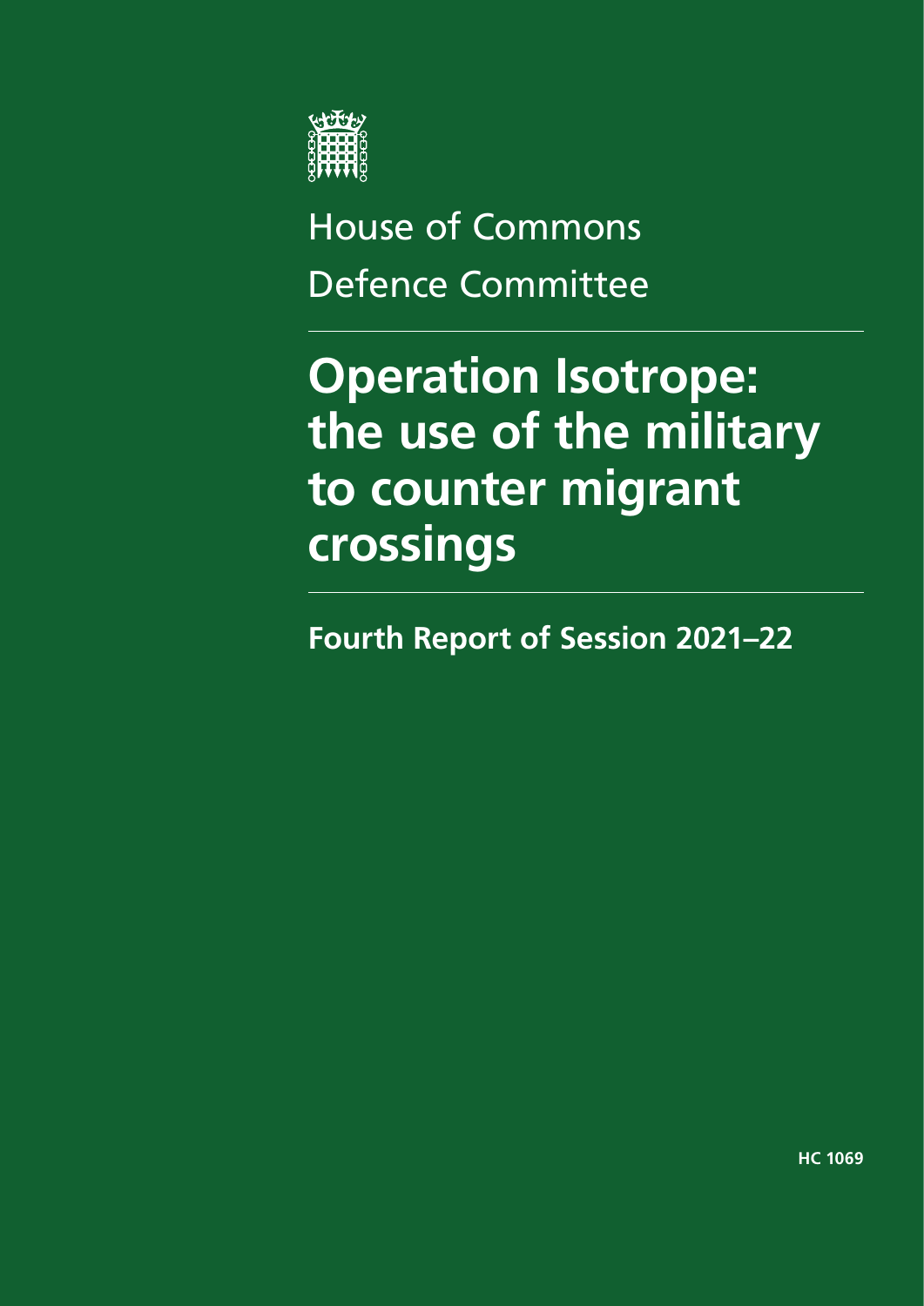House of Commons

Defence Committee

# Operation Isotrope: the use of the military to counter migrant crossings

## Fourth Report of Session 2021–22

HC 1069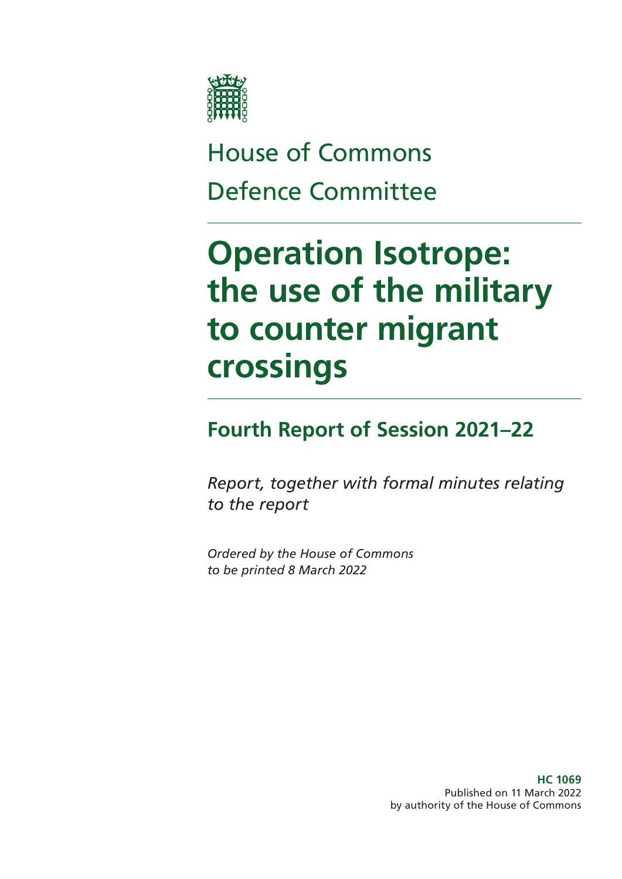House of Commons
Defence Committee

# Operation Isotrope: the use of the military to counter migrant crossings

## Fourth Report of Session 2021–22

*Report, together with formal minutes relating to the report*

*Ordered by the House of Commons to be printed 8 March 2022*

**HC 1069**
Published on 11 March 2022
by authority of the House of Commons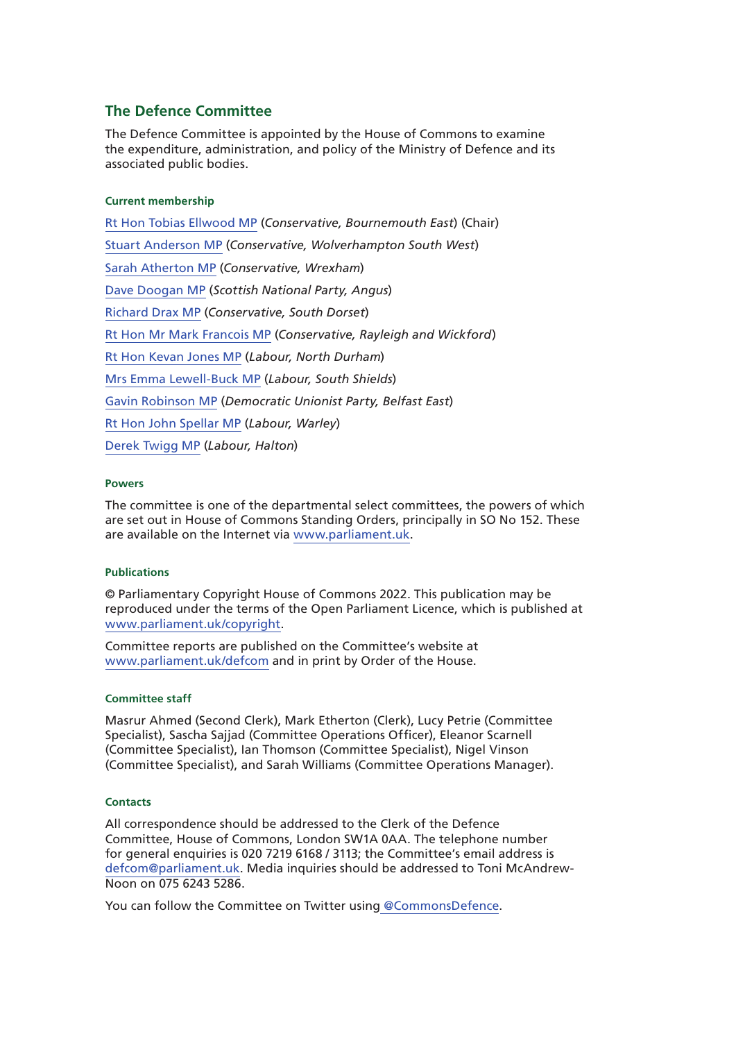## The Defence Committee

The Defence Committee is appointed by the House of Commons to examine the expenditure, administration, and policy of the Ministry of Defence and its associated public bodies.

### Current membership

[Rt Hon Tobias Ellwood MP](#) (*Conservative, Bournemouth East*) (Chair)

[Stuart Anderson MP](#) (*Conservative, Wolverhampton South West*)

[Sarah Atherton MP](#) (*Conservative, Wrexham*)

[Dave Doogan MP](#) (*Scottish National Party, Angus*)

[Richard Drax MP](#) (*Conservative, South Dorset*)

[Rt Hon Mr Mark Francois MP](#) (*Conservative, Rayleigh and Wickford*)

[Rt Hon Kevan Jones MP](#) (*Labour, North Durham*)

[Mrs Emma Lewell-Buck MP](#) (*Labour, South Shields*)

[Gavin Robinson MP](#) (*Democratic Unionist Party, Belfast East*)

[Rt Hon John Spellar MP](#) (*Labour, Warley*)

[Derek Twigg MP](#) (*Labour, Halton*)

### Powers

The committee is one of the departmental select committees, the powers of which are set out in House of Commons Standing Orders, principally in SO No 152. These are available on the Internet via [www.parliament.uk](#).

### Publications

© Parliamentary Copyright House of Commons 2022. This publication may be reproduced under the terms of the Open Parliament Licence, which is published at [www.parliament.uk/copyright](#).

Committee reports are published on the Committee's website at [www.parliament.uk/defcom](#) and in print by Order of the House.

### Committee staff

Masrur Ahmed (Second Clerk), Mark Etherton (Clerk), Lucy Petrie (Committee Specialist), Sascha Sajjad (Committee Operations Officer), Eleanor Scarnell (Committee Specialist), Ian Thomson (Committee Specialist), Nigel Vinson (Committee Specialist), and Sarah Williams (Committee Operations Manager).

### Contacts

All correspondence should be addressed to the Clerk of the Defence Committee, House of Commons, London SW1A 0AA. The telephone number for general enquiries is 020 7219 6168 / 3113; the Committee's email address is [defcom@parliament.uk](#). Media inquiries should be addressed to Toni McAndrew-Noon on 075 6243 5286.

You can follow the Committee on Twitter using [@CommonsDefence](#).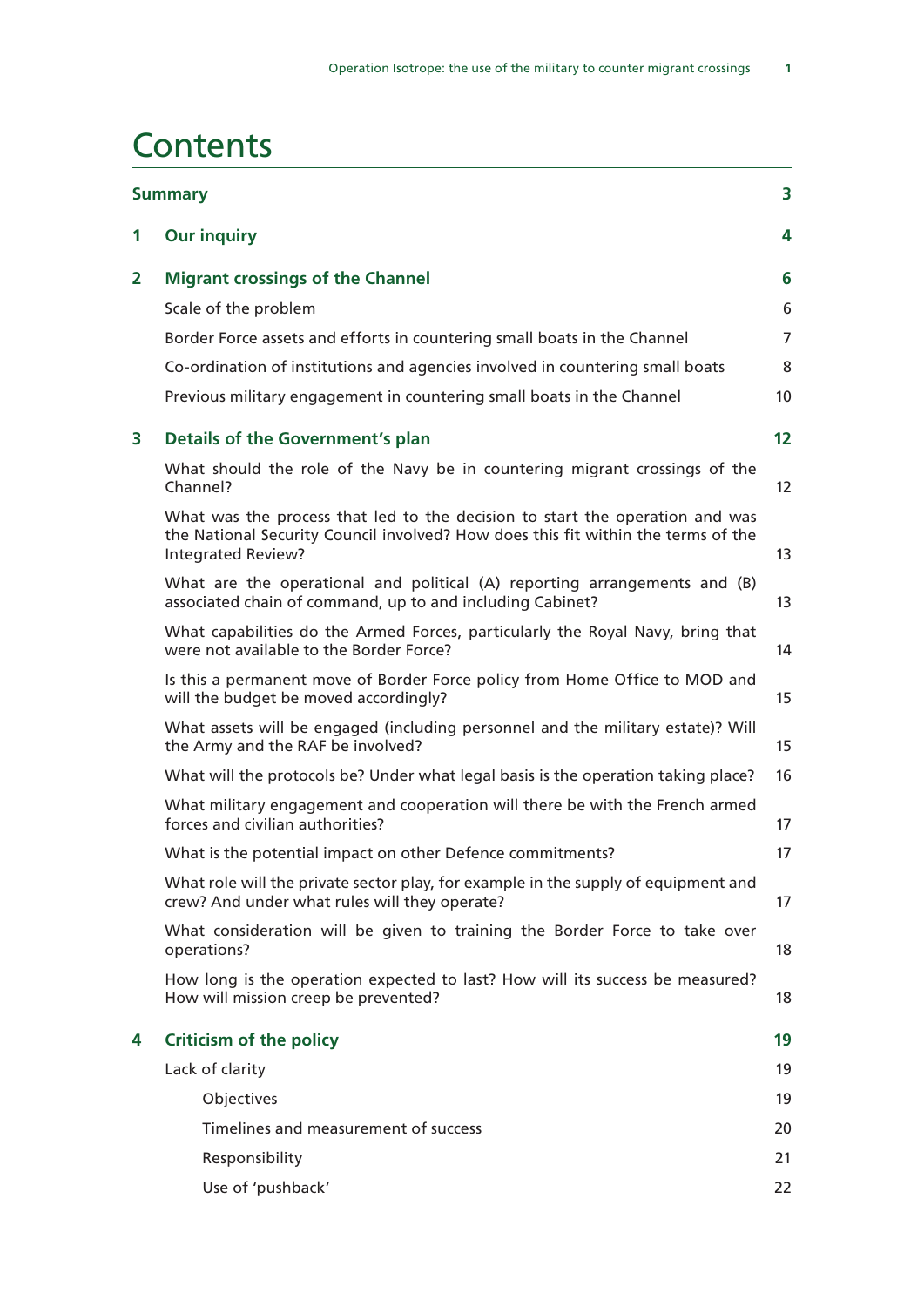# Contents

| | | |
|---|---|---|
| **Summary** | | **3** |
| **1** | **Our inquiry** | **4** |
| **2** | **Migrant crossings of the Channel** | **6** |
| | Scale of the problem | 6 |
| | Border Force assets and efforts in countering small boats in the Channel | 7 |
| | Co-ordination of institutions and agencies involved in countering small boats | 8 |
| | Previous military engagement in countering small boats in the Channel | 10 |
| **3** | **Details of the Government's plan** | **12** |
| | What should the role of the Navy be in countering migrant crossings of the Channel? | 12 |
| | What was the process that led to the decision to start the operation and was the National Security Council involved? How does this fit within the terms of the Integrated Review? | 13 |
| | What are the operational and political (A) reporting arrangements and (B) associated chain of command, up to and including Cabinet? | 13 |
| | What capabilities do the Armed Forces, particularly the Royal Navy, bring that were not available to the Border Force? | 14 |
| | Is this a permanent move of Border Force policy from Home Office to MOD and will the budget be moved accordingly? | 15 |
| | What assets will be engaged (including personnel and the military estate)? Will the Army and the RAF be involved? | 15 |
| | What will the protocols be? Under what legal basis is the operation taking place? | 16 |
| | What military engagement and cooperation will there be with the French armed forces and civilian authorities? | 17 |
| | What is the potential impact on other Defence commitments? | 17 |
| | What role will the private sector play, for example in the supply of equipment and crew? And under what rules will they operate? | 17 |
| | What consideration will be given to training the Border Force to take over operations? | 18 |
| | How long is the operation expected to last? How will its success be measured? How will mission creep be prevented? | 18 |
| **4** | **Criticism of the policy** | **19** |
| | Lack of clarity | 19 |
| | &nbsp;&nbsp;&nbsp;&nbsp;Objectives | 19 |
| | &nbsp;&nbsp;&nbsp;&nbsp;Timelines and measurement of success | 20 |
| | &nbsp;&nbsp;&nbsp;&nbsp;Responsibility | 21 |
| | &nbsp;&nbsp;&nbsp;&nbsp;Use of 'pushback' | 22 |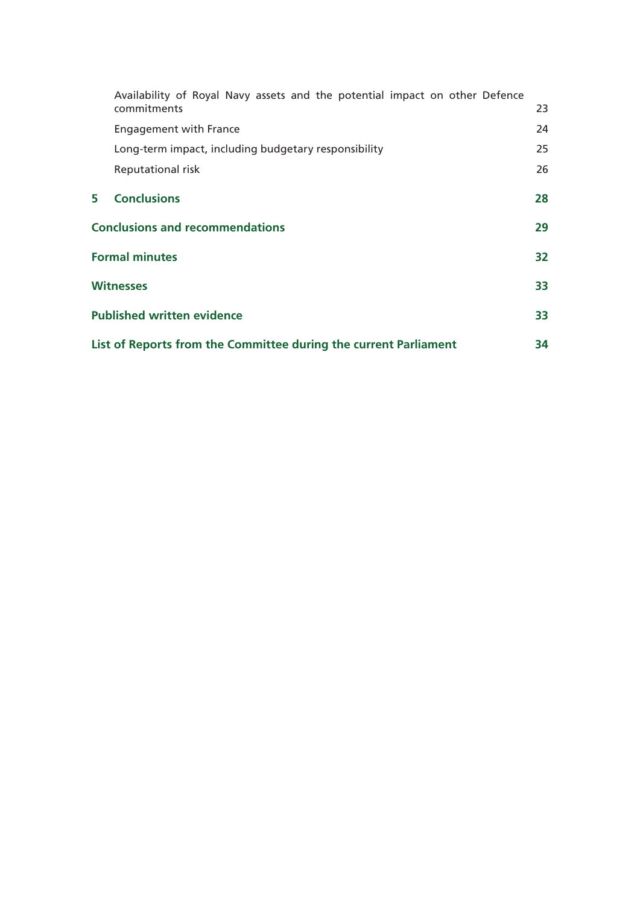Availability of Royal Navy assets and the potential impact on other Defence commitments 23

Engagement with France 24

Long-term impact, including budgetary responsibility 25

Reputational risk 26

**5 Conclusions 28**

**Conclusions and recommendations 29**

**Formal minutes 32**

**Witnesses 33**

**Published written evidence 33**

**List of Reports from the Committee during the current Parliament 34**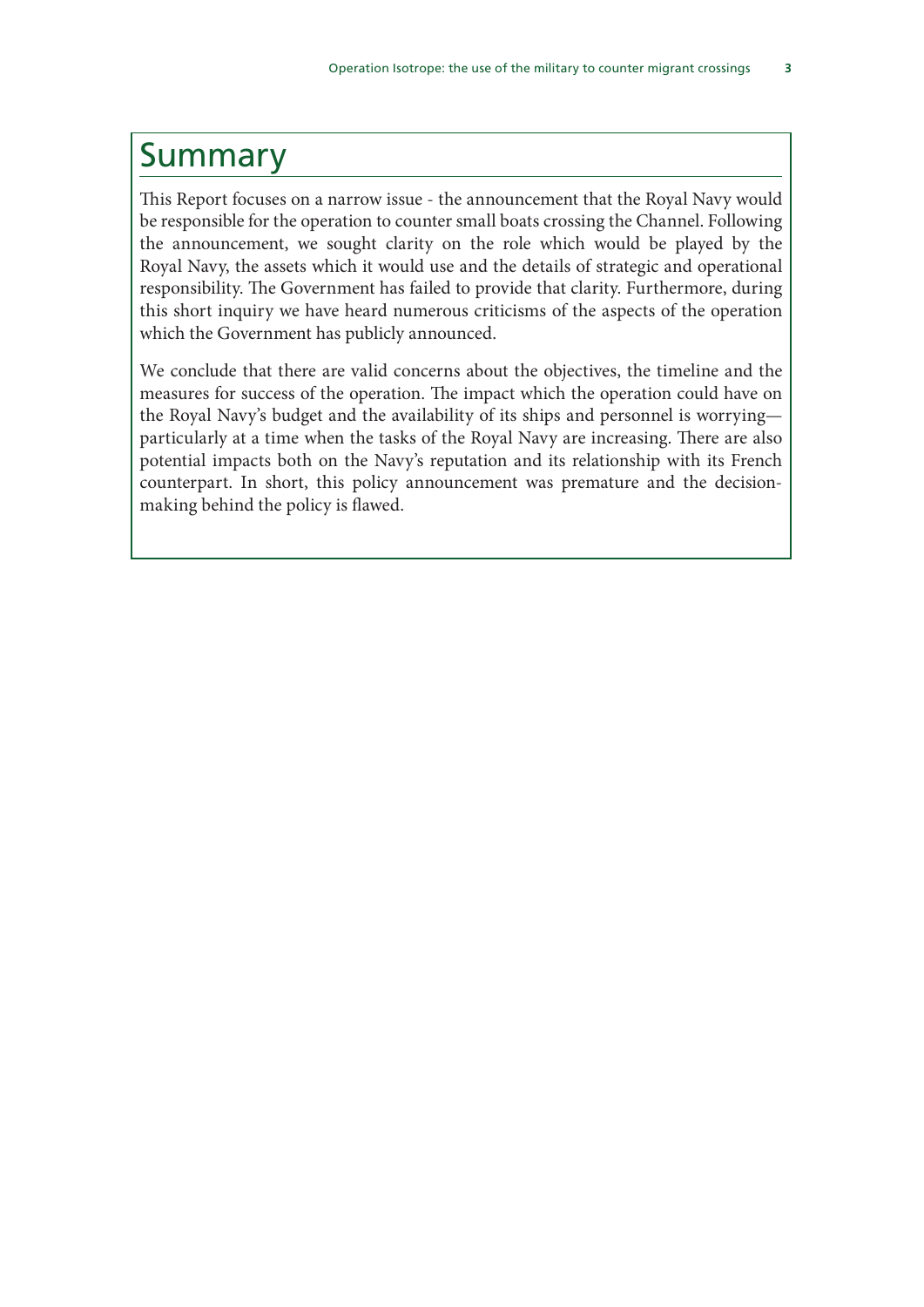# Summary

This Report focuses on a narrow issue - the announcement that the Royal Navy would be responsible for the operation to counter small boats crossing the Channel. Following the announcement, we sought clarity on the role which would be played by the Royal Navy, the assets which it would use and the details of strategic and operational responsibility. The Government has failed to provide that clarity. Furthermore, during this short inquiry we have heard numerous criticisms of the aspects of the operation which the Government has publicly announced.

We conclude that there are valid concerns about the objectives, the timeline and the measures for success of the operation. The impact which the operation could have on the Royal Navy's budget and the availability of its ships and personnel is worrying—particularly at a time when the tasks of the Royal Navy are increasing. There are also potential impacts both on the Navy's reputation and its relationship with its French counterpart. In short, this policy announcement was premature and the decision-making behind the policy is flawed.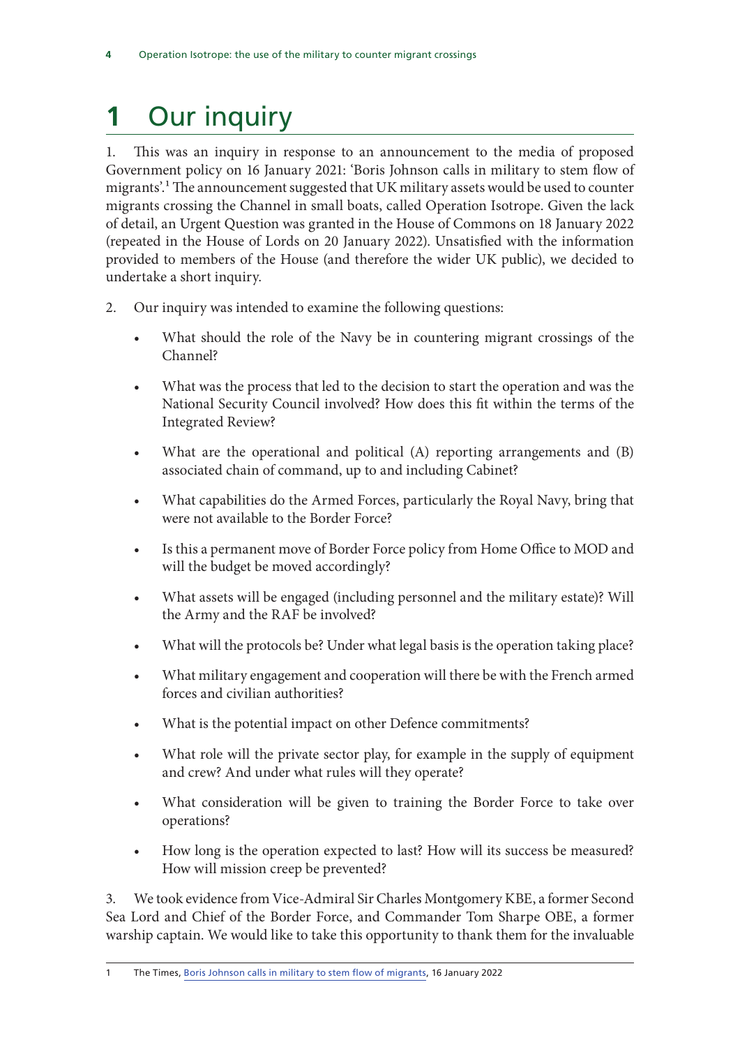# 1 Our inquiry

1. This was an inquiry in response to an announcement to the media of proposed Government policy on 16 January 2021: 'Boris Johnson calls in military to stem flow of migrants'.[1] The announcement suggested that UK military assets would be used to counter migrants crossing the Channel in small boats, called Operation Isotrope. Given the lack of detail, an Urgent Question was granted in the House of Commons on 18 January 2022 (repeated in the House of Lords on 20 January 2022). Unsatisfied with the information provided to members of the House (and therefore the wider UK public), we decided to undertake a short inquiry.

2. Our inquiry was intended to examine the following questions:

- What should the role of the Navy be in countering migrant crossings of the Channel?
- What was the process that led to the decision to start the operation and was the National Security Council involved? How does this fit within the terms of the Integrated Review?
- What are the operational and political (A) reporting arrangements and (B) associated chain of command, up to and including Cabinet?
- What capabilities do the Armed Forces, particularly the Royal Navy, bring that were not available to the Border Force?
- Is this a permanent move of Border Force policy from Home Office to MOD and will the budget be moved accordingly?
- What assets will be engaged (including personnel and the military estate)? Will the Army and the RAF be involved?
- What will the protocols be? Under what legal basis is the operation taking place?
- What military engagement and cooperation will there be with the French armed forces and civilian authorities?
- What is the potential impact on other Defence commitments?
- What role will the private sector play, for example in the supply of equipment and crew? And under what rules will they operate?
- What consideration will be given to training the Border Force to take over operations?
- How long is the operation expected to last? How will its success be measured? How will mission creep be prevented?

3. We took evidence from Vice-Admiral Sir Charles Montgomery KBE, a former Second Sea Lord and Chief of the Border Force, and Commander Tom Sharpe OBE, a former warship captain. We would like to take this opportunity to thank them for the invaluable

---

1 The Times, Boris Johnson calls in military to stem flow of migrants, 16 January 2022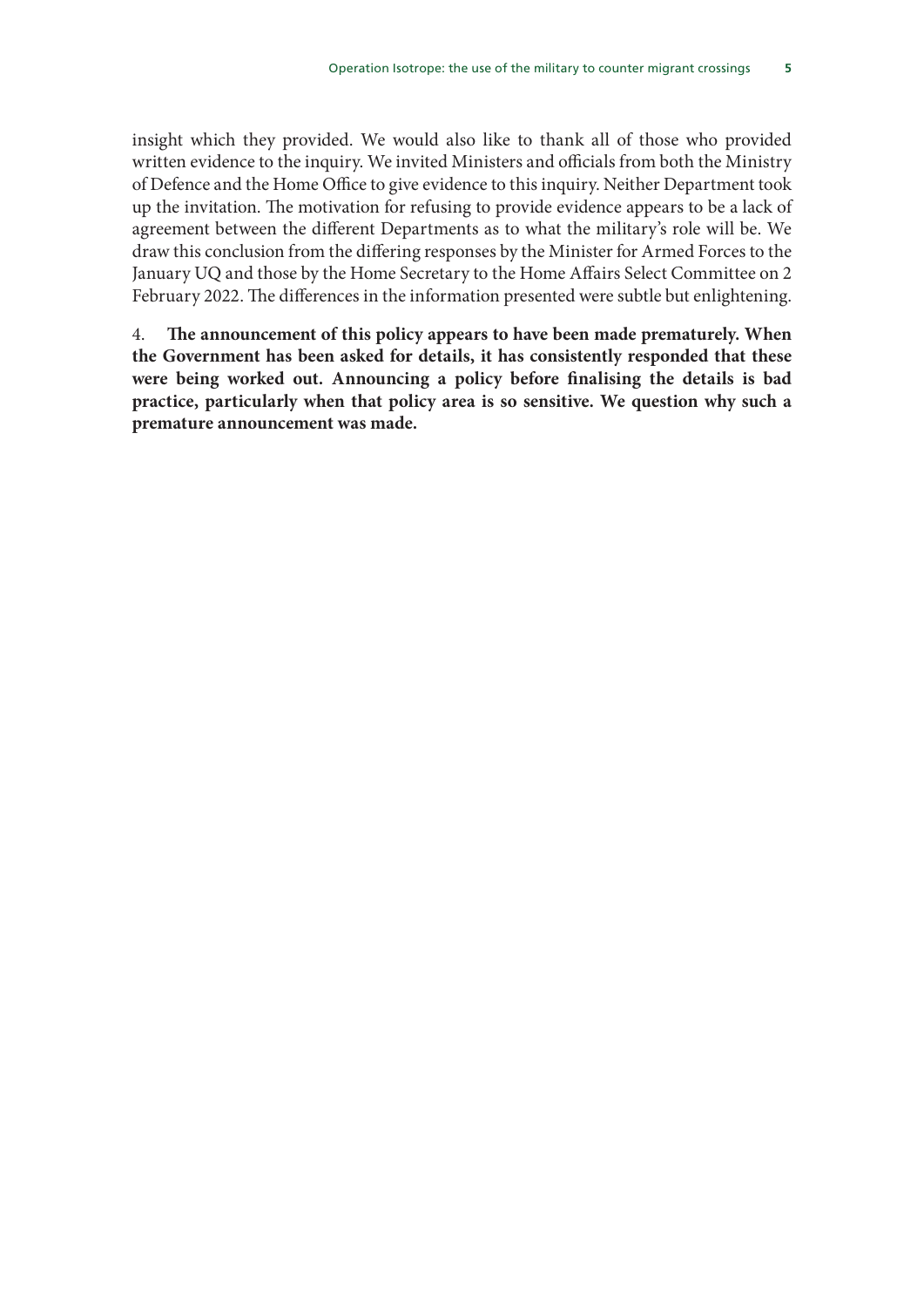insight which they provided. We would also like to thank all of those who provided written evidence to the inquiry. We invited Ministers and officials from both the Ministry of Defence and the Home Office to give evidence to this inquiry. Neither Department took up the invitation. The motivation for refusing to provide evidence appears to be a lack of agreement between the different Departments as to what the military's role will be. We draw this conclusion from the differing responses by the Minister for Armed Forces to the January UQ and those by the Home Secretary to the Home Affairs Select Committee on 2 February 2022. The differences in the information presented were subtle but enlightening.

4. **The announcement of this policy appears to have been made prematurely. When the Government has been asked for details, it has consistently responded that these were being worked out. Announcing a policy before finalising the details is bad practice, particularly when that policy area is so sensitive. We question why such a premature announcement was made.**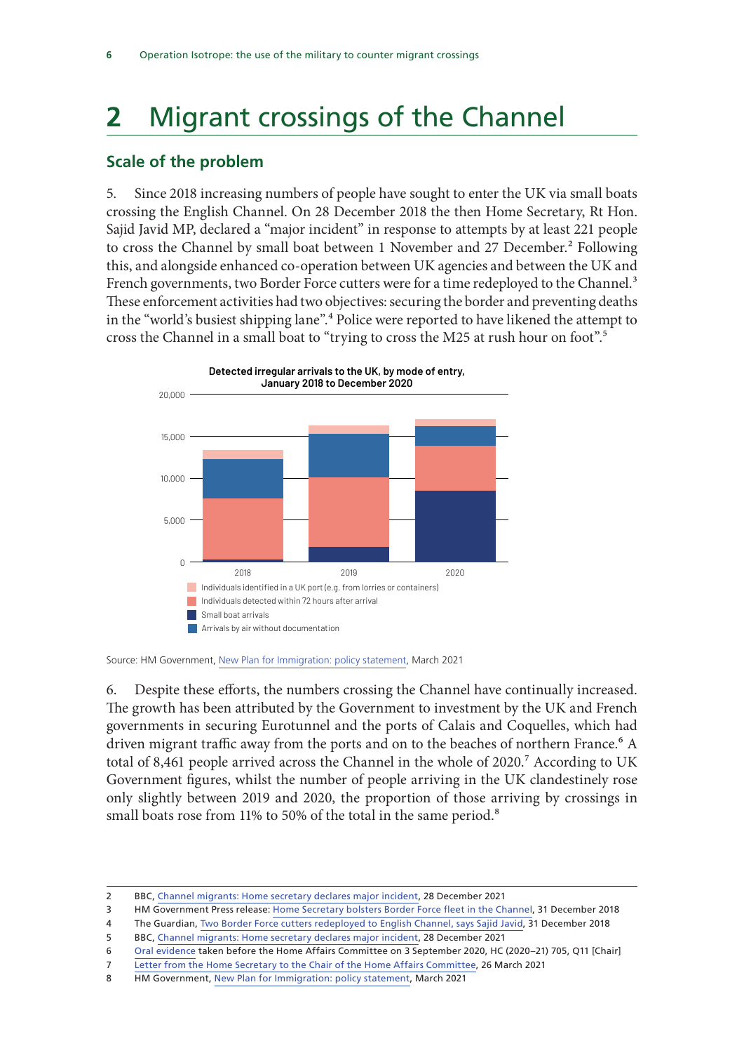# 2 Migrant crossings of the Channel

## Scale of the problem

5. Since 2018 increasing numbers of people have sought to enter the UK via small boats crossing the English Channel. On 28 December 2018 the then Home Secretary, Rt Hon. Sajid Javid MP, declared a "major incident" in response to attempts by at least 221 people to cross the Channel by small boat between 1 November and 27 December.[2] Following this, and alongside enhanced co-operation between UK agencies and between the UK and French governments, two Border Force cutters were for a time redeployed to the Channel.[3] These enforcement activities had two objectives: securing the border and preventing deaths in the "world's busiest shipping lane".[4] Police were reported to have likened the attempt to cross the Channel in a small boat to "trying to cross the M25 at rush hour on foot".[5]

**Detected irregular arrivals to the UK, by mode of entry, January 2018 to December 2020**

- Individuals identified in a UK port (e.g. from lorries or containers)
- Individuals detected within 72 hours after arrival
- Small boat arrivals
- Arrivals by air without documentation

Source: HM Government, New Plan for Immigration: policy statement, March 2021

6. Despite these efforts, the numbers crossing the Channel have continually increased. The growth has been attributed by the Government to investment by the UK and French governments in securing Eurotunnel and the ports of Calais and Coquelles, which had driven migrant traffic away from the ports and on to the beaches of northern France.[6] A total of 8,461 people arrived across the Channel in the whole of 2020.[7] According to UK Government figures, whilst the number of people arriving in the UK clandestinely rose only slightly between 2019 and 2020, the proportion of those arriving by crossings in small boats rose from 11% to 50% of the total in the same period.[8]

---

2 BBC, Channel migrants: Home secretary declares major incident, 28 December 2021

3 HM Government Press release: Home Secretary bolsters Border Force fleet in the Channel, 31 December 2018

4 The Guardian, Two Border Force cutters redeployed to English Channel, says Sajid Javid, 31 December 2018

5 BBC, Channel migrants: Home secretary declares major incident, 28 December 2021

6 Oral evidence taken before the Home Affairs Committee on 3 September 2020, HC (2020–21) 705, Q11 [Chair]

7 Letter from the Home Secretary to the Chair of the Home Affairs Committee, 26 March 2021

8 HM Government, New Plan for Immigration: policy statement, March 2021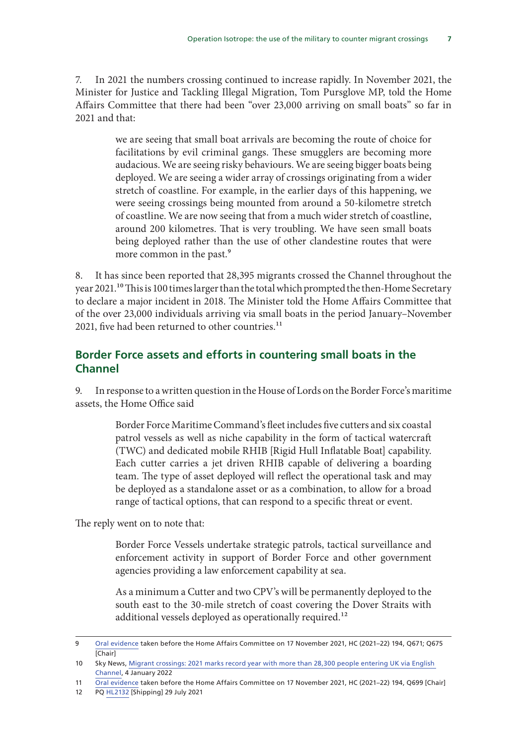7. In 2021 the numbers crossing continued to increase rapidly. In November 2021, the Minister for Justice and Tackling Illegal Migration, Tom Pursglove MP, told the Home Affairs Committee that there had been "over 23,000 arriving on small boats" so far in 2021 and that:

> we are seeing that small boat arrivals are becoming the route of choice for facilitations by evil criminal gangs. These smugglers are becoming more audacious. We are seeing risky behaviours. We are seeing bigger boats being deployed. We are seeing a wider array of crossings originating from a wider stretch of coastline. For example, in the earlier days of this happening, we were seeing crossings being mounted from around a 50-kilometre stretch of coastline. We are now seeing that from a much wider stretch of coastline, around 200 kilometres. That is very troubling. We have seen small boats being deployed rather than the use of other clandestine routes that were more common in the past.[9]

8. It has since been reported that 28,395 migrants crossed the Channel throughout the year 2021.[10] This is 100 times larger than the total which prompted the then-Home Secretary to declare a major incident in 2018. The Minister told the Home Affairs Committee that of the over 23,000 individuals arriving via small boats in the period January–November 2021, five had been returned to other countries.[11]

## Border Force assets and efforts in countering small boats in the Channel

9. In response to a written question in the House of Lords on the Border Force's maritime assets, the Home Office said

> Border Force Maritime Command's fleet includes five cutters and six coastal patrol vessels as well as niche capability in the form of tactical watercraft (TWC) and dedicated mobile RHIB [Rigid Hull Inflatable Boat] capability. Each cutter carries a jet driven RHIB capable of delivering a boarding team. The type of asset deployed will reflect the operational task and may be deployed as a standalone asset or as a combination, to allow for a broad range of tactical options, that can respond to a specific threat or event.

The reply went on to note that:

> Border Force Vessels undertake strategic patrols, tactical surveillance and enforcement activity in support of Border Force and other government agencies providing a law enforcement capability at sea.
>
> As a minimum a Cutter and two CPV's will be permanently deployed to the south east to the 30-mile stretch of coast covering the Dover Straits with additional vessels deployed as operationally required.[12]

---

9 Oral evidence taken before the Home Affairs Committee on 17 November 2021, HC (2021–22) 194, Q671; Q675 [Chair]

10 Sky News, Migrant crossings: 2021 marks record year with more than 28,300 people entering UK via English Channel, 4 January 2022

11 Oral evidence taken before the Home Affairs Committee on 17 November 2021, HC (2021–22) 194, Q699 [Chair]

12 PQ HL2132 [Shipping] 29 July 2021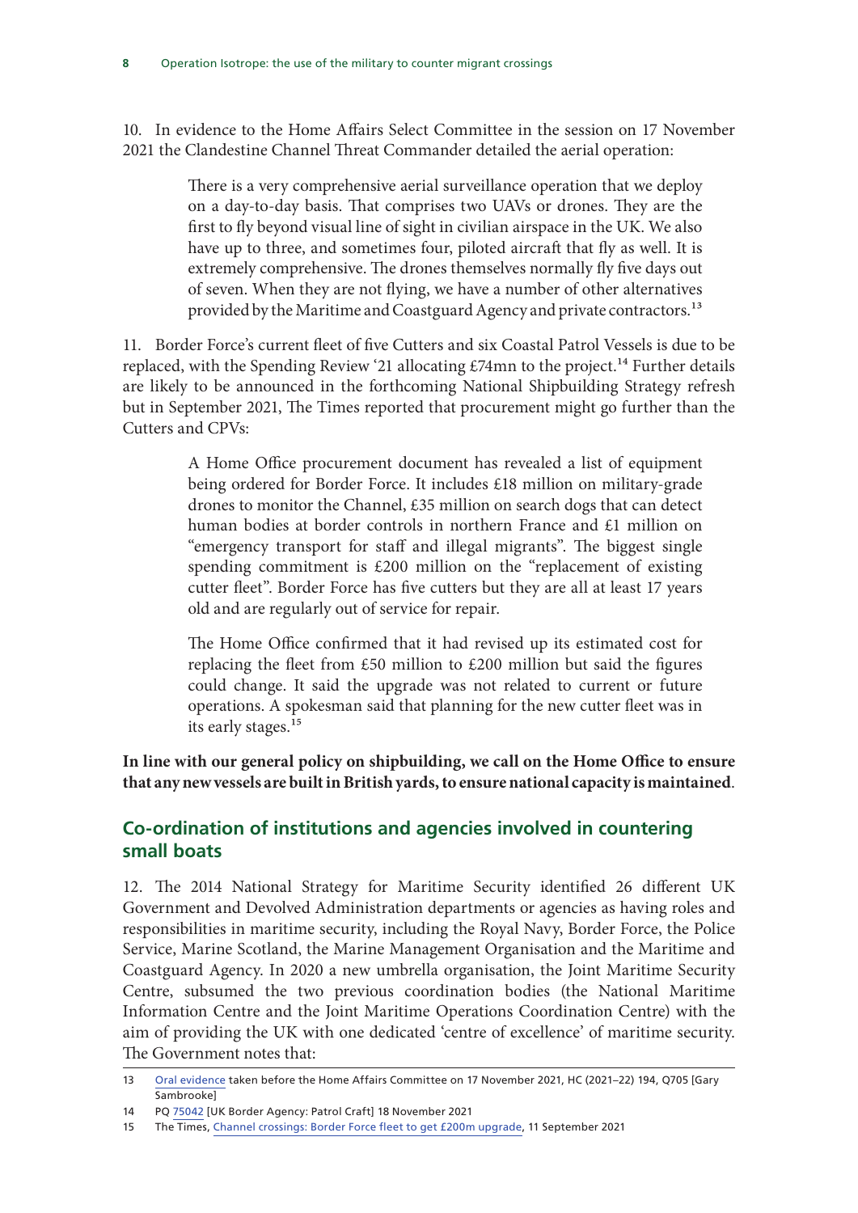10. In evidence to the Home Affairs Select Committee in the session on 17 November 2021 the Clandestine Channel Threat Commander detailed the aerial operation:

> There is a very comprehensive aerial surveillance operation that we deploy on a day-to-day basis. That comprises two UAVs or drones. They are the first to fly beyond visual line of sight in civilian airspace in the UK. We also have up to three, and sometimes four, piloted aircraft that fly as well. It is extremely comprehensive. The drones themselves normally fly five days out of seven. When they are not flying, we have a number of other alternatives provided by the Maritime and Coastguard Agency and private contractors.[13]

11. Border Force's current fleet of five Cutters and six Coastal Patrol Vessels is due to be replaced, with the Spending Review '21 allocating £74mn to the project.[14] Further details are likely to be announced in the forthcoming National Shipbuilding Strategy refresh but in September 2021, The Times reported that procurement might go further than the Cutters and CPVs:

> A Home Office procurement document has revealed a list of equipment being ordered for Border Force. It includes £18 million on military-grade drones to monitor the Channel, £35 million on search dogs that can detect human bodies at border controls in northern France and £1 million on "emergency transport for staff and illegal migrants". The biggest single spending commitment is £200 million on the "replacement of existing cutter fleet". Border Force has five cutters but they are all at least 17 years old and are regularly out of service for repair.
>
> The Home Office confirmed that it had revised up its estimated cost for replacing the fleet from £50 million to £200 million but said the figures could change. It said the upgrade was not related to current or future operations. A spokesman said that planning for the new cutter fleet was in its early stages.[15]

**In line with our general policy on shipbuilding, we call on the Home Office to ensure that any new vessels are built in British yards, to ensure national capacity is maintained**.

## Co-ordination of institutions and agencies involved in countering small boats

12. The 2014 National Strategy for Maritime Security identified 26 different UK Government and Devolved Administration departments or agencies as having roles and responsibilities in maritime security, including the Royal Navy, Border Force, the Police Service, Marine Scotland, the Marine Management Organisation and the Maritime and Coastguard Agency. In 2020 a new umbrella organisation, the Joint Maritime Security Centre, subsumed the two previous coordination bodies (the National Maritime Information Centre and the Joint Maritime Operations Coordination Centre) with the aim of providing the UK with one dedicated 'centre of excellence' of maritime security. The Government notes that:

---

13 Oral evidence taken before the Home Affairs Committee on 17 November 2021, HC (2021–22) 194, Q705 [Gary Sambrooke]

14 PQ 75042 [UK Border Agency: Patrol Craft] 18 November 2021

15 The Times, Channel crossings: Border Force fleet to get £200m upgrade, 11 September 2021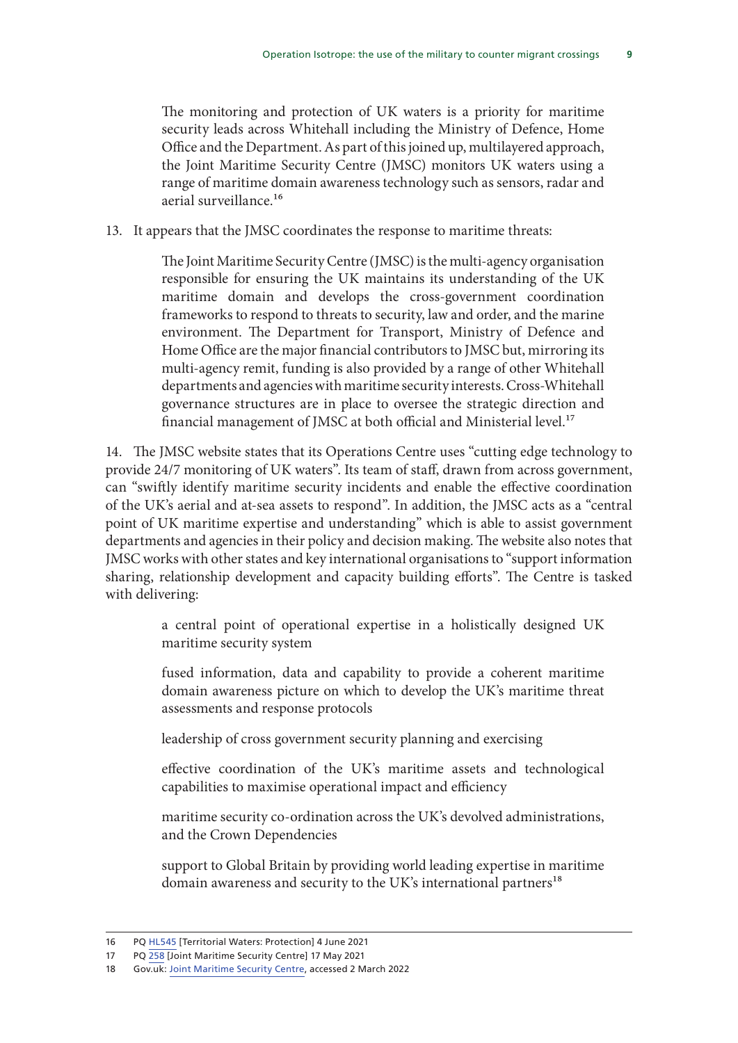> The monitoring and protection of UK waters is a priority for maritime security leads across Whitehall including the Ministry of Defence, Home Office and the Department. As part of this joined up, multilayered approach, the Joint Maritime Security Centre (JMSC) monitors UK waters using a range of maritime domain awareness technology such as sensors, radar and aerial surveillance.[16]

13. It appears that the JMSC coordinates the response to maritime threats:

> The Joint Maritime Security Centre (JMSC) is the multi-agency organisation responsible for ensuring the UK maintains its understanding of the UK maritime domain and develops the cross-government coordination frameworks to respond to threats to security, law and order, and the marine environment. The Department for Transport, Ministry of Defence and Home Office are the major financial contributors to JMSC but, mirroring its multi-agency remit, funding is also provided by a range of other Whitehall departments and agencies with maritime security interests. Cross-Whitehall governance structures are in place to oversee the strategic direction and financial management of JMSC at both official and Ministerial level.[17]

14. The JMSC website states that its Operations Centre uses "cutting edge technology to provide 24/7 monitoring of UK waters". Its team of staff, drawn from across government, can "swiftly identify maritime security incidents and enable the effective coordination of the UK's aerial and at-sea assets to respond". In addition, the JMSC acts as a "central point of UK maritime expertise and understanding" which is able to assist government departments and agencies in their policy and decision making. The website also notes that JMSC works with other states and key international organisations to "support information sharing, relationship development and capacity building efforts". The Centre is tasked with delivering:

> a central point of operational expertise in a holistically designed UK maritime security system
>
> fused information, data and capability to provide a coherent maritime domain awareness picture on which to develop the UK's maritime threat assessments and response protocols
>
> leadership of cross government security planning and exercising
>
> effective coordination of the UK's maritime assets and technological capabilities to maximise operational impact and efficiency
>
> maritime security co-ordination across the UK's devolved administrations, and the Crown Dependencies
>
> support to Global Britain by providing world leading expertise in maritime domain awareness and security to the UK's international partners[18]

---

16 PQ HL545 [Territorial Waters: Protection] 4 June 2021

17 PQ 258 [Joint Maritime Security Centre] 17 May 2021

18 Gov.uk: Joint Maritime Security Centre, accessed 2 March 2022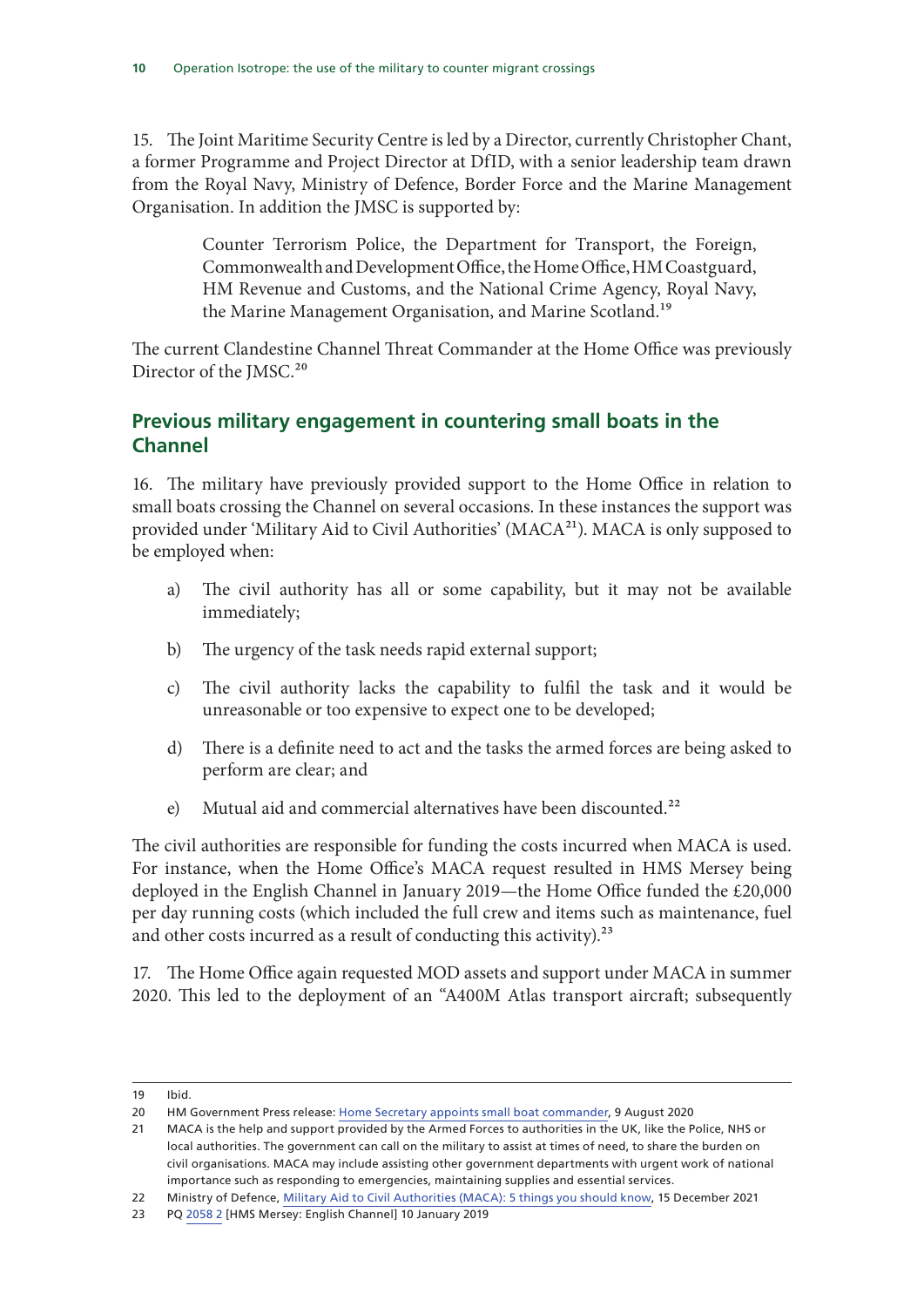15. The Joint Maritime Security Centre is led by a Director, currently Christopher Chant, a former Programme and Project Director at DfID, with a senior leadership team drawn from the Royal Navy, Ministry of Defence, Border Force and the Marine Management Organisation. In addition the JMSC is supported by:

> Counter Terrorism Police, the Department for Transport, the Foreign, Commonwealth and Development Office, the Home Office, HM Coastguard, HM Revenue and Customs, and the National Crime Agency, Royal Navy, the Marine Management Organisation, and Marine Scotland.[19]

The current Clandestine Channel Threat Commander at the Home Office was previously Director of the JMSC.[20]

## Previous military engagement in countering small boats in the Channel

16. The military have previously provided support to the Home Office in relation to small boats crossing the Channel on several occasions. In these instances the support was provided under 'Military Aid to Civil Authorities' (MACA[21]). MACA is only supposed to be employed when:

a) The civil authority has all or some capability, but it may not be available immediately;

b) The urgency of the task needs rapid external support;

c) The civil authority lacks the capability to fulfil the task and it would be unreasonable or too expensive to expect one to be developed;

d) There is a definite need to act and the tasks the armed forces are being asked to perform are clear; and

e) Mutual aid and commercial alternatives have been discounted.[22]

The civil authorities are responsible for funding the costs incurred when MACA is used. For instance, when the Home Office's MACA request resulted in HMS Mersey being deployed in the English Channel in January 2019—the Home Office funded the £20,000 per day running costs (which included the full crew and items such as maintenance, fuel and other costs incurred as a result of conducting this activity).[23]

17. The Home Office again requested MOD assets and support under MACA in summer 2020. This led to the deployment of an "A400M Atlas transport aircraft; subsequently

---

19 Ibid.

20 HM Government Press release: Home Secretary appoints small boat commander, 9 August 2020

21 MACA is the help and support provided by the Armed Forces to authorities in the UK, like the Police, NHS or local authorities. The government can call on the military to assist at times of need, to share the burden on civil organisations. MACA may include assisting other government departments with urgent work of national importance such as responding to emergencies, maintaining supplies and essential services.

22 Ministry of Defence, Military Aid to Civil Authorities (MACA): 5 things you should know, 15 December 2021

23 PQ 2058 2 [HMS Mersey: English Channel] 10 January 2019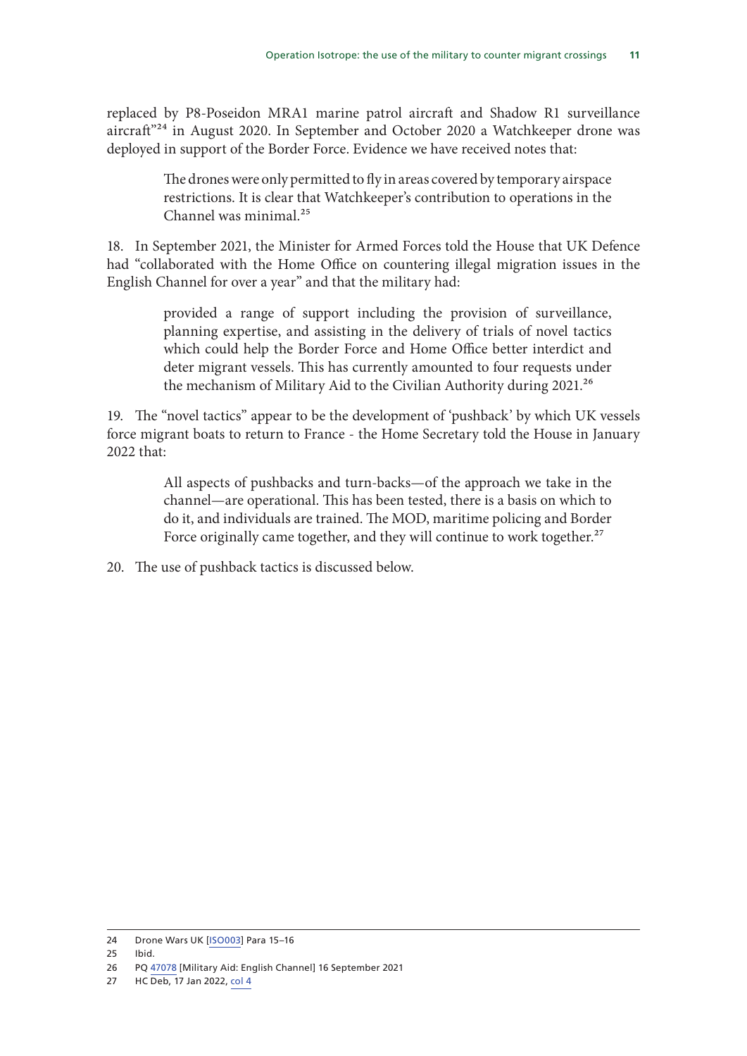replaced by P8-Poseidon MRA1 marine patrol aircraft and Shadow R1 surveillance aircraft"[24] in August 2020. In September and October 2020 a Watchkeeper drone was deployed in support of the Border Force. Evidence we have received notes that:

> The drones were only permitted to fly in areas covered by temporary airspace restrictions. It is clear that Watchkeeper's contribution to operations in the Channel was minimal.[25]

18. In September 2021, the Minister for Armed Forces told the House that UK Defence had "collaborated with the Home Office on countering illegal migration issues in the English Channel for over a year" and that the military had:

> provided a range of support including the provision of surveillance, planning expertise, and assisting in the delivery of trials of novel tactics which could help the Border Force and Home Office better interdict and deter migrant vessels. This has currently amounted to four requests under the mechanism of Military Aid to the Civilian Authority during 2021.[26]

19. The "novel tactics" appear to be the development of 'pushback' by which UK vessels force migrant boats to return to France - the Home Secretary told the House in January 2022 that:

> All aspects of pushbacks and turn-backs—of the approach we take in the channel—are operational. This has been tested, there is a basis on which to do it, and individuals are trained. The MOD, maritime policing and Border Force originally came together, and they will continue to work together.[27]

20. The use of pushback tactics is discussed below.

---

24 Drone Wars UK [ISO003] Para 15–16

25 Ibid.

26 PQ 47078 [Military Aid: English Channel] 16 September 2021

27 HC Deb, 17 Jan 2022, col 4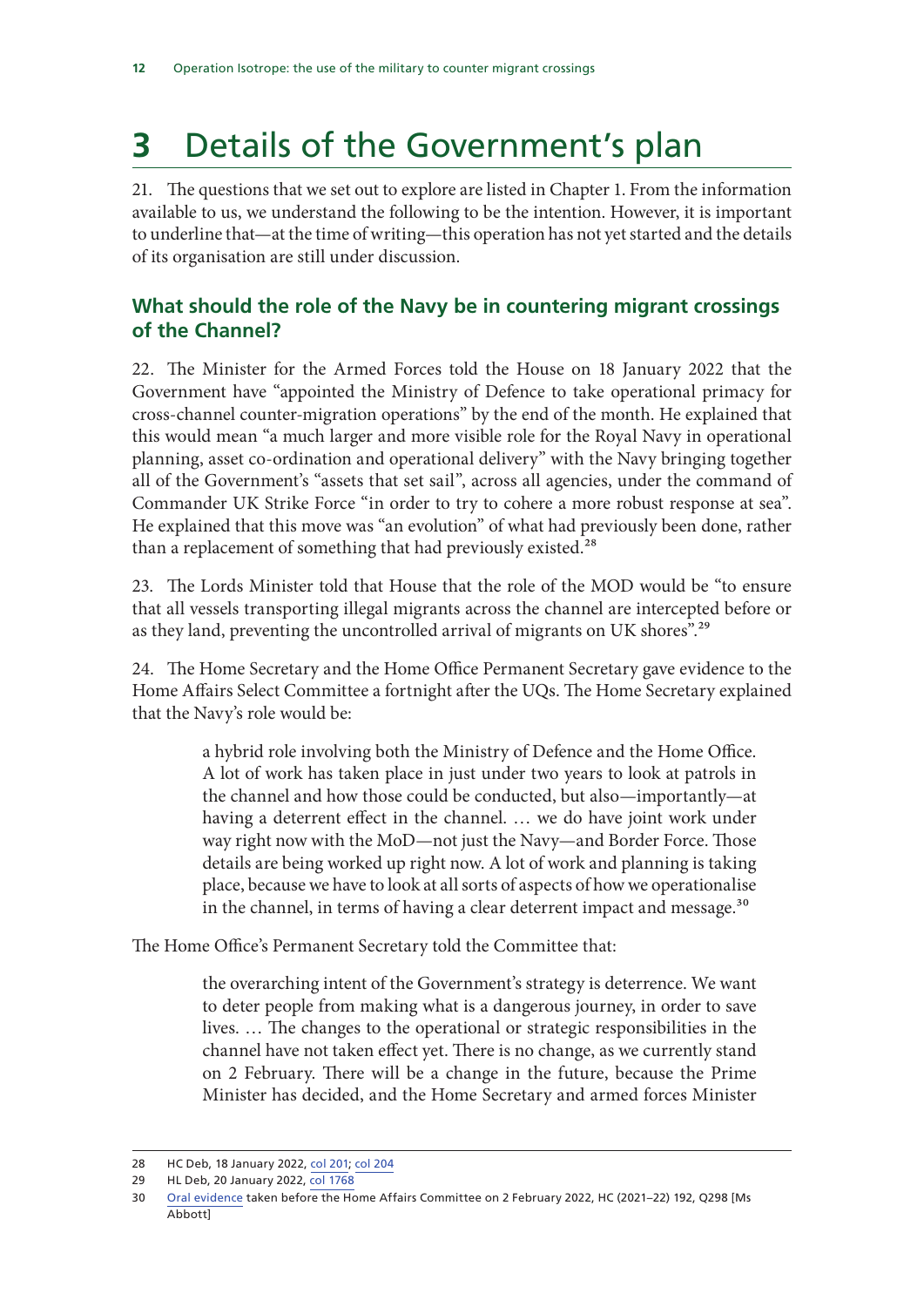# 3 Details of the Government's plan

21. The questions that we set out to explore are listed in Chapter 1. From the information available to us, we understand the following to be the intention. However, it is important to underline that—at the time of writing—this operation has not yet started and the details of its organisation are still under discussion.

## What should the role of the Navy be in countering migrant crossings of the Channel?

22. The Minister for the Armed Forces told the House on 18 January 2022 that the Government have "appointed the Ministry of Defence to take operational primacy for cross-channel counter-migration operations" by the end of the month. He explained that this would mean "a much larger and more visible role for the Royal Navy in operational planning, asset co-ordination and operational delivery" with the Navy bringing together all of the Government's "assets that set sail", across all agencies, under the command of Commander UK Strike Force "in order to try to cohere a more robust response at sea". He explained that this move was "an evolution" of what had previously been done, rather than a replacement of something that had previously existed.[28]

23. The Lords Minister told that House that the role of the MOD would be "to ensure that all vessels transporting illegal migrants across the channel are intercepted before or as they land, preventing the uncontrolled arrival of migrants on UK shores".[29]

24. The Home Secretary and the Home Office Permanent Secretary gave evidence to the Home Affairs Select Committee a fortnight after the UQs. The Home Secretary explained that the Navy's role would be:

> a hybrid role involving both the Ministry of Defence and the Home Office. A lot of work has taken place in just under two years to look at patrols in the channel and how those could be conducted, but also—importantly—at having a deterrent effect in the channel. … we do have joint work under way right now with the MoD—not just the Navy—and Border Force. Those details are being worked up right now. A lot of work and planning is taking place, because we have to look at all sorts of aspects of how we operationalise in the channel, in terms of having a clear deterrent impact and message.[30]

The Home Office's Permanent Secretary told the Committee that:

> the overarching intent of the Government's strategy is deterrence. We want to deter people from making what is a dangerous journey, in order to save lives. … The changes to the operational or strategic responsibilities in the channel have not taken effect yet. There is no change, as we currently stand on 2 February. There will be a change in the future, because the Prime Minister has decided, and the Home Secretary and armed forces Minister

---

28 HC Deb, 18 January 2022, col 201; col 204

29 HL Deb, 20 January 2022, col 1768

30 Oral evidence taken before the Home Affairs Committee on 2 February 2022, HC (2021–22) 192, Q298 [Ms Abbott]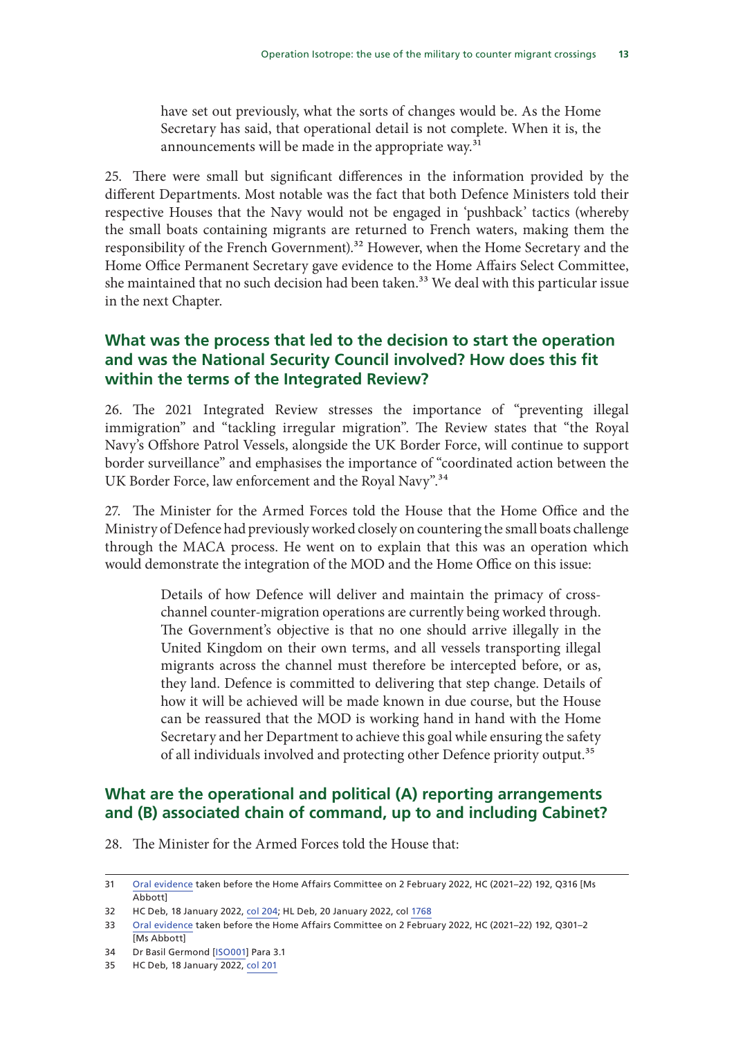> have set out previously, what the sorts of changes would be. As the Home Secretary has said, that operational detail is not complete. When it is, the announcements will be made in the appropriate way.[31]

25. There were small but significant differences in the information provided by the different Departments. Most notable was the fact that both Defence Ministers told their respective Houses that the Navy would not be engaged in 'pushback' tactics (whereby the small boats containing migrants are returned to French waters, making them the responsibility of the French Government).[32] However, when the Home Secretary and the Home Office Permanent Secretary gave evidence to the Home Affairs Select Committee, she maintained that no such decision had been taken.[33] We deal with this particular issue in the next Chapter.

## What was the process that led to the decision to start the operation and was the National Security Council involved? How does this fit within the terms of the Integrated Review?

26. The 2021 Integrated Review stresses the importance of "preventing illegal immigration" and "tackling irregular migration". The Review states that "the Royal Navy's Offshore Patrol Vessels, alongside the UK Border Force, will continue to support border surveillance" and emphasises the importance of "coordinated action between the UK Border Force, law enforcement and the Royal Navy".[34]

27. The Minister for the Armed Forces told the House that the Home Office and the Ministry of Defence had previously worked closely on countering the small boats challenge through the MACA process. He went on to explain that this was an operation which would demonstrate the integration of the MOD and the Home Office on this issue:

> Details of how Defence will deliver and maintain the primacy of cross-channel counter-migration operations are currently being worked through. The Government's objective is that no one should arrive illegally in the United Kingdom on their own terms, and all vessels transporting illegal migrants across the channel must therefore be intercepted before, or as, they land. Defence is committed to delivering that step change. Details of how it will be achieved will be made known in due course, but the House can be reassured that the MOD is working hand in hand with the Home Secretary and her Department to achieve this goal while ensuring the safety of all individuals involved and protecting other Defence priority output.[35]

## What are the operational and political (A) reporting arrangements and (B) associated chain of command, up to and including Cabinet?

28. The Minister for the Armed Forces told the House that:

---

31 Oral evidence taken before the Home Affairs Committee on 2 February 2022, HC (2021–22) 192, Q316 [Ms Abbott]

32 HC Deb, 18 January 2022, col 204; HL Deb, 20 January 2022, col 1768

33 Oral evidence taken before the Home Affairs Committee on 2 February 2022, HC (2021–22) 192, Q301–2 [Ms Abbott]

34 Dr Basil Germond [ISO001] Para 3.1

35 HC Deb, 18 January 2022, col 201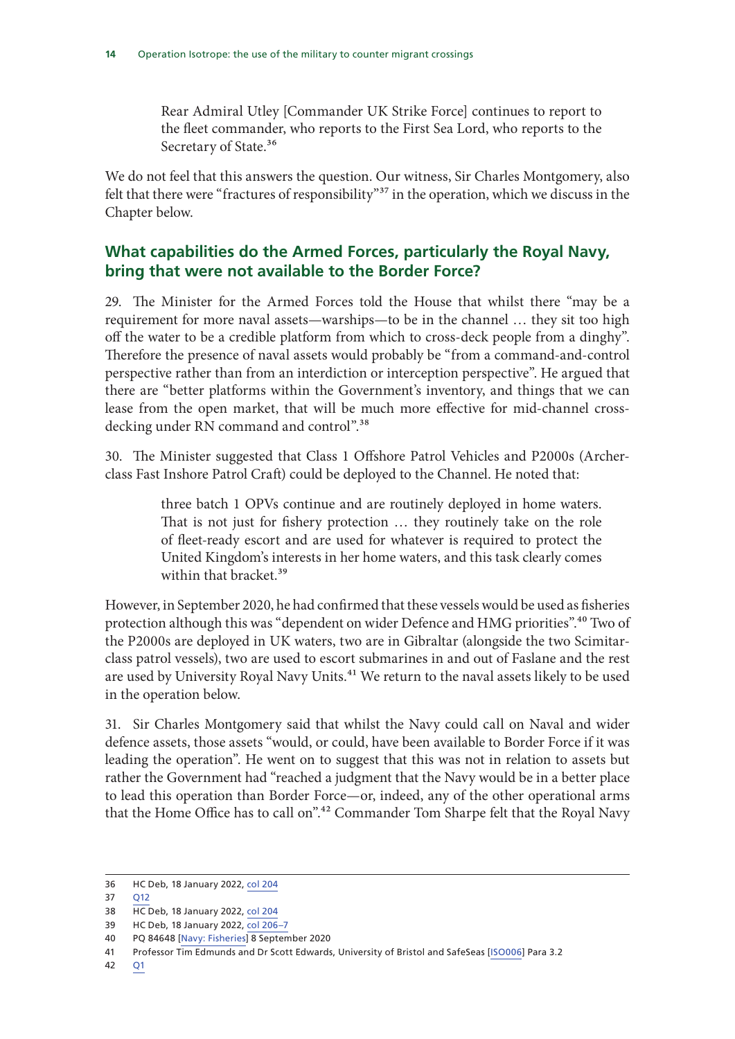> Rear Admiral Utley [Commander UK Strike Force] continues to report to the fleet commander, who reports to the First Sea Lord, who reports to the Secretary of State.[36]

We do not feel that this answers the question. Our witness, Sir Charles Montgomery, also felt that there were "fractures of responsibility"[37] in the operation, which we discuss in the Chapter below.

## What capabilities do the Armed Forces, particularly the Royal Navy, bring that were not available to the Border Force?

29. The Minister for the Armed Forces told the House that whilst there "may be a requirement for more naval assets—warships—to be in the channel … they sit too high off the water to be a credible platform from which to cross-deck people from a dinghy". Therefore the presence of naval assets would probably be "from a command-and-control perspective rather than from an interdiction or interception perspective". He argued that there are "better platforms within the Government's inventory, and things that we can lease from the open market, that will be much more effective for mid-channel cross-decking under RN command and control".[38]

30. The Minister suggested that Class 1 Offshore Patrol Vehicles and P2000s (Archer-class Fast Inshore Patrol Craft) could be deployed to the Channel. He noted that:

> three batch 1 OPVs continue and are routinely deployed in home waters. That is not just for fishery protection … they routinely take on the role of fleet-ready escort and are used for whatever is required to protect the United Kingdom's interests in her home waters, and this task clearly comes within that bracket.[39]

However, in September 2020, he had confirmed that these vessels would be used as fisheries protection although this was "dependent on wider Defence and HMG priorities".[40] Two of the P2000s are deployed in UK waters, two are in Gibraltar (alongside the two Scimitar-class patrol vessels), two are used to escort submarines in and out of Faslane and the rest are used by University Royal Navy Units.[41] We return to the naval assets likely to be used in the operation below.

31. Sir Charles Montgomery said that whilst the Navy could call on Naval and wider defence assets, those assets "would, or could, have been available to Border Force if it was leading the operation". He went on to suggest that this was not in relation to assets but rather the Government had "reached a judgment that the Navy would be in a better place to lead this operation than Border Force—or, indeed, any of the other operational arms that the Home Office has to call on".[42] Commander Tom Sharpe felt that the Royal Navy

---

36 HC Deb, 18 January 2022, col 204

37 Q12

38 HC Deb, 18 January 2022, col 204

39 HC Deb, 18 January 2022, col 206–7

40 PQ 84648 [Navy: Fisheries] 8 September 2020

41 Professor Tim Edmunds and Dr Scott Edwards, University of Bristol and SafeSeas [ISO006] Para 3.2

42 Q1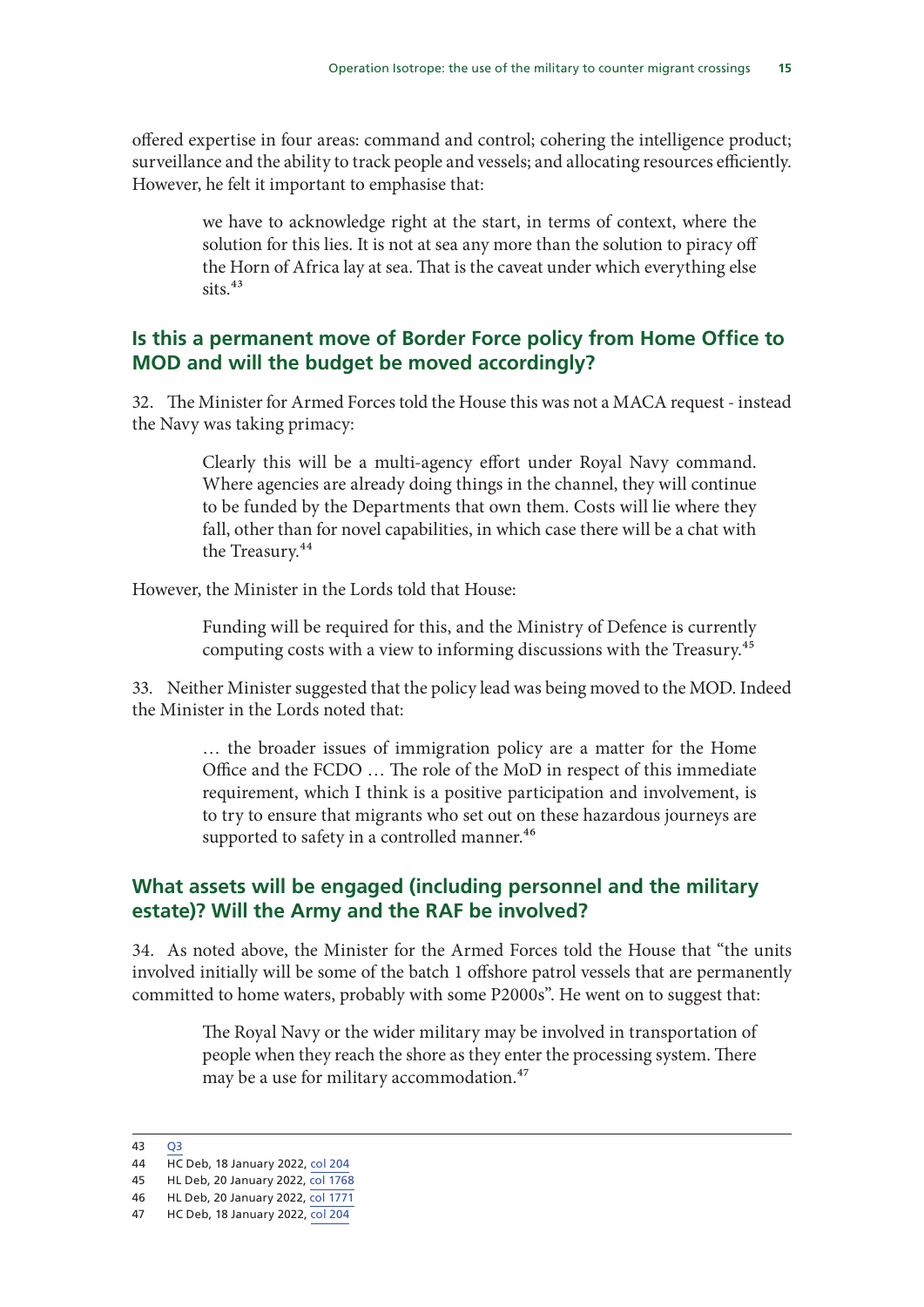offered expertise in four areas: command and control; cohering the intelligence product; surveillance and the ability to track people and vessels; and allocating resources efficiently. However, he felt it important to emphasise that:

> we have to acknowledge right at the start, in terms of context, where the solution for this lies. It is not at sea any more than the solution to piracy off the Horn of Africa lay at sea. That is the caveat under which everything else sits.[43]

## Is this a permanent move of Border Force policy from Home Office to MOD and will the budget be moved accordingly?

32. The Minister for Armed Forces told the House this was not a MACA request - instead the Navy was taking primacy:

> Clearly this will be a multi-agency effort under Royal Navy command. Where agencies are already doing things in the channel, they will continue to be funded by the Departments that own them. Costs will lie where they fall, other than for novel capabilities, in which case there will be a chat with the Treasury.[44]

However, the Minister in the Lords told that House:

> Funding will be required for this, and the Ministry of Defence is currently computing costs with a view to informing discussions with the Treasury.[45]

33. Neither Minister suggested that the policy lead was being moved to the MOD. Indeed the Minister in the Lords noted that:

> … the broader issues of immigration policy are a matter for the Home Office and the FCDO … The role of the MoD in respect of this immediate requirement, which I think is a positive participation and involvement, is to try to ensure that migrants who set out on these hazardous journeys are supported to safety in a controlled manner.[46]

## What assets will be engaged (including personnel and the military estate)? Will the Army and the RAF be involved?

34. As noted above, the Minister for the Armed Forces told the House that "the units involved initially will be some of the batch 1 offshore patrol vessels that are permanently committed to home waters, probably with some P2000s". He went on to suggest that:

> The Royal Navy or the wider military may be involved in transportation of people when they reach the shore as they enter the processing system. There may be a use for military accommodation.[47]

---

43 Q3
44 HC Deb, 18 January 2022, col 204
45 HL Deb, 20 January 2022, col 1768
46 HL Deb, 20 January 2022, col 1771
47 HC Deb, 18 January 2022, col 204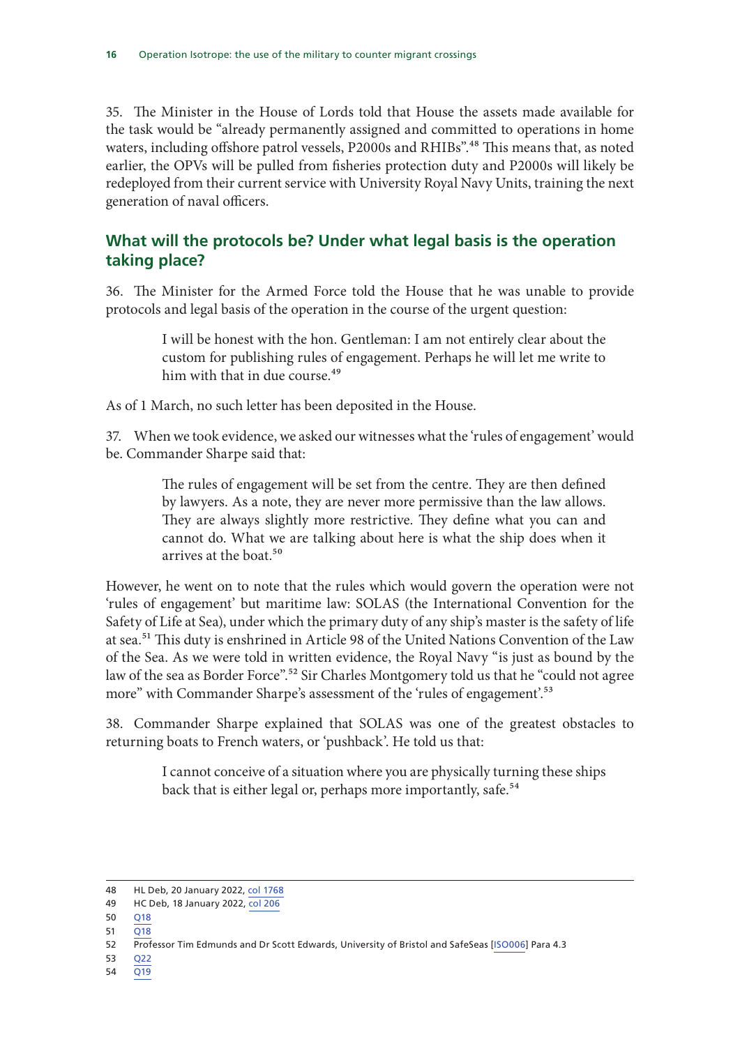35. The Minister in the House of Lords told that House the assets made available for the task would be "already permanently assigned and committed to operations in home waters, including offshore patrol vessels, P2000s and RHIBs".[48] This means that, as noted earlier, the OPVs will be pulled from fisheries protection duty and P2000s will likely be redeployed from their current service with University Royal Navy Units, training the next generation of naval officers.

## What will the protocols be? Under what legal basis is the operation taking place?

36. The Minister for the Armed Force told the House that he was unable to provide protocols and legal basis of the operation in the course of the urgent question:

> I will be honest with the hon. Gentleman: I am not entirely clear about the custom for publishing rules of engagement. Perhaps he will let me write to him with that in due course.[49]

As of 1 March, no such letter has been deposited in the House.

37. When we took evidence, we asked our witnesses what the 'rules of engagement' would be. Commander Sharpe said that:

> The rules of engagement will be set from the centre. They are then defined by lawyers. As a note, they are never more permissive than the law allows. They are always slightly more restrictive. They define what you can and cannot do. What we are talking about here is what the ship does when it arrives at the boat.[50]

However, he went on to note that the rules which would govern the operation were not 'rules of engagement' but maritime law: SOLAS (the International Convention for the Safety of Life at Sea), under which the primary duty of any ship's master is the safety of life at sea.[51] This duty is enshrined in Article 98 of the United Nations Convention of the Law of the Sea. As we were told in written evidence, the Royal Navy "is just as bound by the law of the sea as Border Force".[52] Sir Charles Montgomery told us that he "could not agree more" with Commander Sharpe's assessment of the 'rules of engagement'.[53]

38. Commander Sharpe explained that SOLAS was one of the greatest obstacles to returning boats to French waters, or 'pushback'. He told us that:

> I cannot conceive of a situation where you are physically turning these ships back that is either legal or, perhaps more importantly, safe.[54]

---

48 HL Deb, 20 January 2022, col 1768
49 HC Deb, 18 January 2022, col 206
50 Q18
51 Q18
52 Professor Tim Edmunds and Dr Scott Edwards, University of Bristol and SafeSeas [ISO006] Para 4.3
53 Q22
54 Q19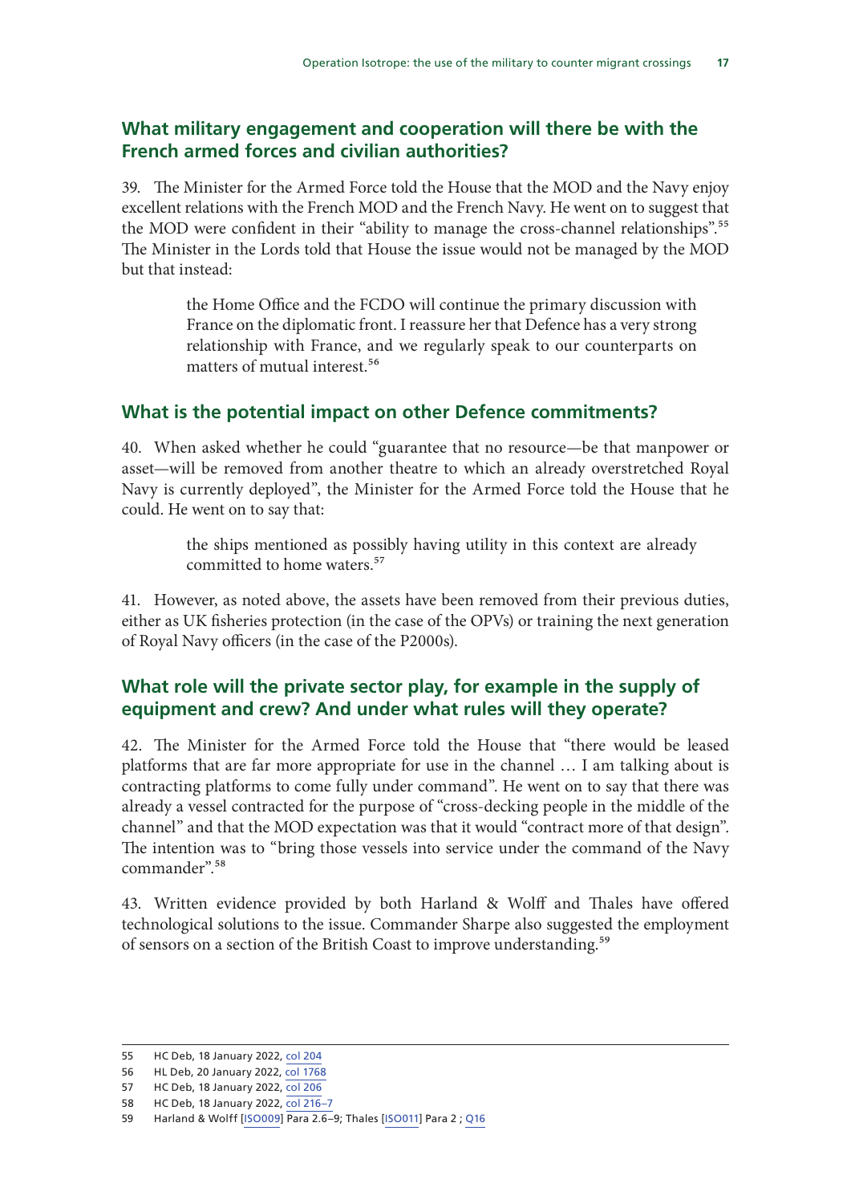## What military engagement and cooperation will there be with the French armed forces and civilian authorities?

39. The Minister for the Armed Force told the House that the MOD and the Navy enjoy excellent relations with the French MOD and the French Navy. He went on to suggest that the MOD were confident in their "ability to manage the cross-channel relationships".[55] The Minister in the Lords told that House the issue would not be managed by the MOD but that instead:

> the Home Office and the FCDO will continue the primary discussion with France on the diplomatic front. I reassure her that Defence has a very strong relationship with France, and we regularly speak to our counterparts on matters of mutual interest.[56]

## What is the potential impact on other Defence commitments?

40. When asked whether he could "guarantee that no resource—be that manpower or asset—will be removed from another theatre to which an already overstretched Royal Navy is currently deployed", the Minister for the Armed Force told the House that he could. He went on to say that:

> the ships mentioned as possibly having utility in this context are already committed to home waters.[57]

41. However, as noted above, the assets have been removed from their previous duties, either as UK fisheries protection (in the case of the OPVs) or training the next generation of Royal Navy officers (in the case of the P2000s).

## What role will the private sector play, for example in the supply of equipment and crew? And under what rules will they operate?

42. The Minister for the Armed Force told the House that "there would be leased platforms that are far more appropriate for use in the channel … I am talking about is contracting platforms to come fully under command". He went on to say that there was already a vessel contracted for the purpose of "cross-decking people in the middle of the channel" and that the MOD expectation was that it would "contract more of that design". The intention was to "bring those vessels into service under the command of the Navy commander".[58]

43. Written evidence provided by both Harland & Wolff and Thales have offered technological solutions to the issue. Commander Sharpe also suggested the employment of sensors on a section of the British Coast to improve understanding.[59]

---

55 HC Deb, 18 January 2022, col 204

56 HL Deb, 20 January 2022, col 1768

57 HC Deb, 18 January 2022, col 206

58 HC Deb, 18 January 2022, col 216–7

59 Harland & Wolff [ISO009] Para 2.6–9; Thales [ISO011] Para 2 ; Q16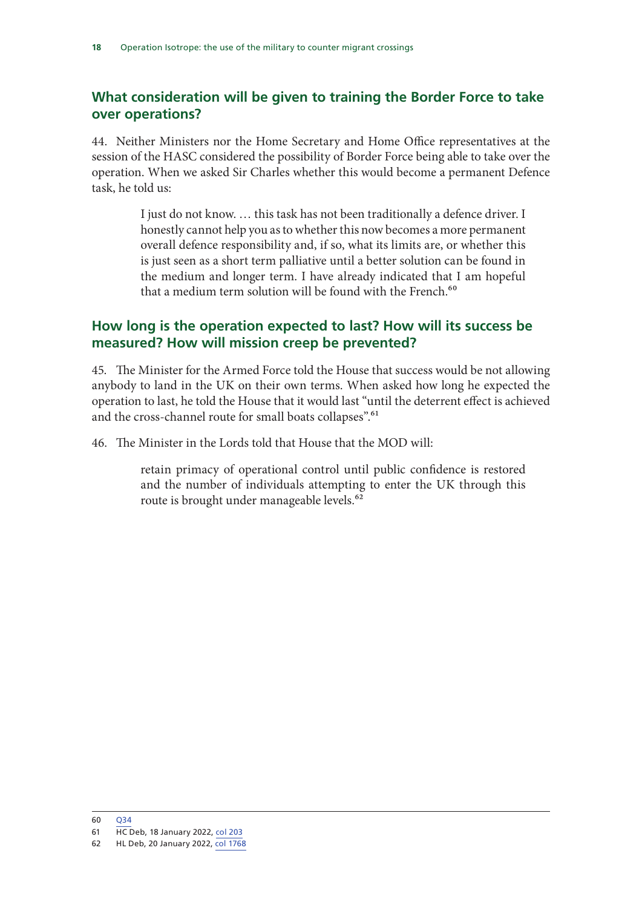## What consideration will be given to training the Border Force to take over operations?

44. Neither Ministers nor the Home Secretary and Home Office representatives at the session of the HASC considered the possibility of Border Force being able to take over the operation. When we asked Sir Charles whether this would become a permanent Defence task, he told us:

> I just do not know. … this task has not been traditionally a defence driver. I honestly cannot help you as to whether this now becomes a more permanent overall defence responsibility and, if so, what its limits are, or whether this is just seen as a short term palliative until a better solution can be found in the medium and longer term. I have already indicated that I am hopeful that a medium term solution will be found with the French.[60]

## How long is the operation expected to last? How will its success be measured? How will mission creep be prevented?

45. The Minister for the Armed Force told the House that success would be not allowing anybody to land in the UK on their own terms. When asked how long he expected the operation to last, he told the House that it would last "until the deterrent effect is achieved and the cross-channel route for small boats collapses".[61]

46. The Minister in the Lords told that House that the MOD will:

> retain primacy of operational control until public confidence is restored and the number of individuals attempting to enter the UK through this route is brought under manageable levels.[62]

---

60 Q34

61 HC Deb, 18 January 2022, col 203

62 HL Deb, 20 January 2022, col 1768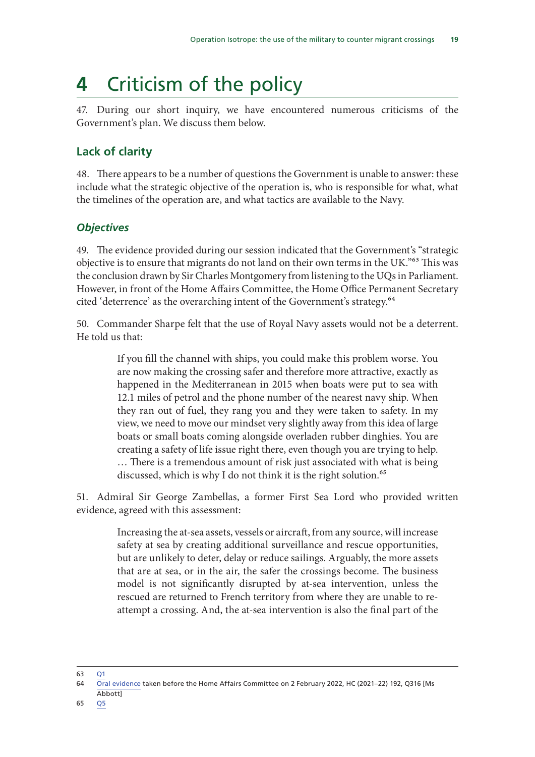# 4 Criticism of the policy

47. During our short inquiry, we have encountered numerous criticisms of the Government's plan. We discuss them below.

## Lack of clarity

48. There appears to be a number of questions the Government is unable to answer: these include what the strategic objective of the operation is, who is responsible for what, what the timelines of the operation are, and what tactics are available to the Navy.

### *Objectives*

49. The evidence provided during our session indicated that the Government's "strategic objective is to ensure that migrants do not land on their own terms in the UK."[63] This was the conclusion drawn by Sir Charles Montgomery from listening to the UQs in Parliament. However, in front of the Home Affairs Committee, the Home Office Permanent Secretary cited 'deterrence' as the overarching intent of the Government's strategy.[64]

50. Commander Sharpe felt that the use of Royal Navy assets would not be a deterrent. He told us that:

> If you fill the channel with ships, you could make this problem worse. You are now making the crossing safer and therefore more attractive, exactly as happened in the Mediterranean in 2015 when boats were put to sea with 12.1 miles of petrol and the phone number of the nearest navy ship. When they ran out of fuel, they rang you and they were taken to safety. In my view, we need to move our mindset very slightly away from this idea of large boats or small boats coming alongside overladen rubber dinghies. You are creating a safety of life issue right there, even though you are trying to help. … There is a tremendous amount of risk just associated with what is being discussed, which is why I do not think it is the right solution.[65]

51. Admiral Sir George Zambellas, a former First Sea Lord who provided written evidence, agreed with this assessment:

> Increasing the at-sea assets, vessels or aircraft, from any source, will increase safety at sea by creating additional surveillance and rescue opportunities, but are unlikely to deter, delay or reduce sailings. Arguably, the more assets that are at sea, or in the air, the safer the crossings become. The business model is not significantly disrupted by at-sea intervention, unless the rescued are returned to French territory from where they are unable to re-attempt a crossing. And, the at-sea intervention is also the final part of the

---

63 Q1

64 Oral evidence taken before the Home Affairs Committee on 2 February 2022, HC (2021–22) 192, Q316 [Ms Abbott]

65 Q5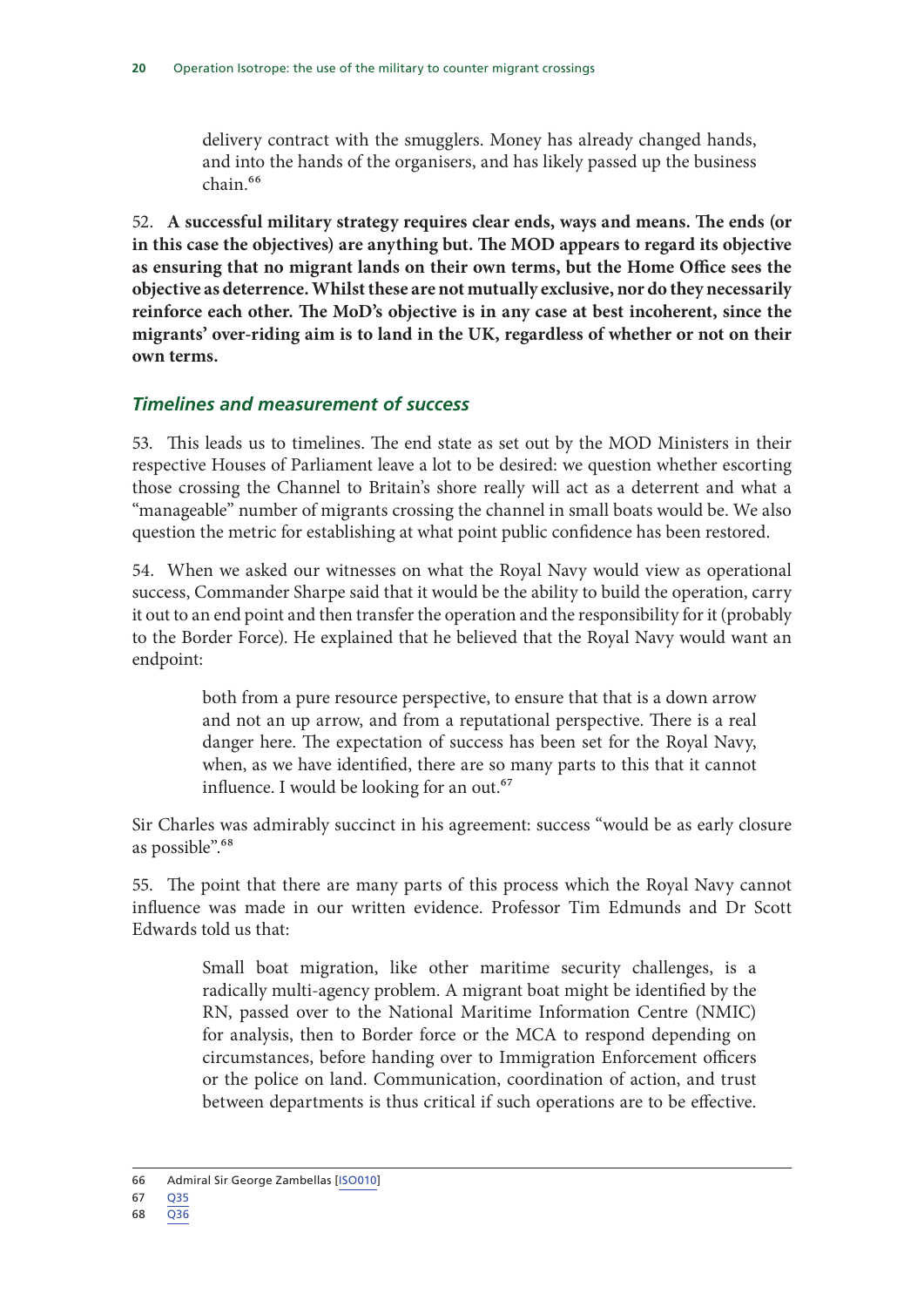> delivery contract with the smugglers. Money has already changed hands, and into the hands of the organisers, and has likely passed up the business chain.[66]

52. **A successful military strategy requires clear ends, ways and means. The ends (or in this case the objectives) are anything but. The MOD appears to regard its objective as ensuring that no migrant lands on their own terms, but the Home Office sees the objective as deterrence. Whilst these are not mutually exclusive, nor do they necessarily reinforce each other. The MoD's objective is in any case at best incoherent, since the migrants' over-riding aim is to land in the UK, regardless of whether or not on their own terms.**

### *Timelines and measurement of success*

53. This leads us to timelines. The end state as set out by the MOD Ministers in their respective Houses of Parliament leave a lot to be desired: we question whether escorting those crossing the Channel to Britain's shore really will act as a deterrent and what a "manageable" number of migrants crossing the channel in small boats would be. We also question the metric for establishing at what point public confidence has been restored.

54. When we asked our witnesses on what the Royal Navy would view as operational success, Commander Sharpe said that it would be the ability to build the operation, carry it out to an end point and then transfer the operation and the responsibility for it (probably to the Border Force). He explained that he believed that the Royal Navy would want an endpoint:

> both from a pure resource perspective, to ensure that that is a down arrow and not an up arrow, and from a reputational perspective. There is a real danger here. The expectation of success has been set for the Royal Navy, when, as we have identified, there are so many parts to this that it cannot influence. I would be looking for an out.[67]

Sir Charles was admirably succinct in his agreement: success "would be as early closure as possible".[68]

55. The point that there are many parts of this process which the Royal Navy cannot influence was made in our written evidence. Professor Tim Edmunds and Dr Scott Edwards told us that:

> Small boat migration, like other maritime security challenges, is a radically multi-agency problem. A migrant boat might be identified by the RN, passed over to the National Maritime Information Centre (NMIC) for analysis, then to Border force or the MCA to respond depending on circumstances, before handing over to Immigration Enforcement officers or the police on land. Communication, coordination of action, and trust between departments is thus critical if such operations are to be effective.

---

66 Admiral Sir George Zambellas [ISO010]

67 Q35

68 Q36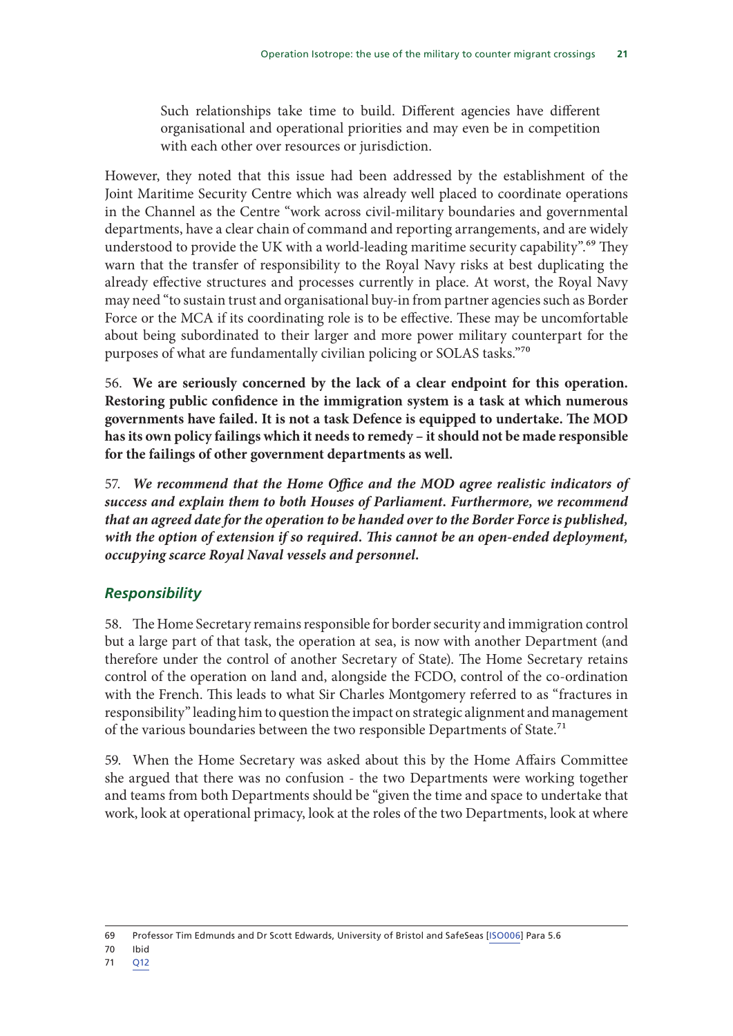Such relationships take time to build. Different agencies have different organisational and operational priorities and may even be in competition with each other over resources or jurisdiction.

However, they noted that this issue had been addressed by the establishment of the Joint Maritime Security Centre which was already well placed to coordinate operations in the Channel as the Centre "work across civil-military boundaries and governmental departments, have a clear chain of command and reporting arrangements, and are widely understood to provide the UK with a world-leading maritime security capability".[69] They warn that the transfer of responsibility to the Royal Navy risks at best duplicating the already effective structures and processes currently in place. At worst, the Royal Navy may need "to sustain trust and organisational buy-in from partner agencies such as Border Force or the MCA if its coordinating role is to be effective. These may be uncomfortable about being subordinated to their larger and more power military counterpart for the purposes of what are fundamentally civilian policing or SOLAS tasks."[70]

56. **We are seriously concerned by the lack of a clear endpoint for this operation. Restoring public confidence in the immigration system is a task at which numerous governments have failed. It is not a task Defence is equipped to undertake. The MOD has its own policy failings which it needs to remedy – it should not be made responsible for the failings of other government departments as well.**

57. ***We recommend that the Home Office and the MOD agree realistic indicators of success and explain them to both Houses of Parliament. Furthermore, we recommend that an agreed date for the operation to be handed over to the Border Force is published, with the option of extension if so required. This cannot be an open-ended deployment, occupying scarce Royal Naval vessels and personnel.***

### *Responsibility*

58. The Home Secretary remains responsible for border security and immigration control but a large part of that task, the operation at sea, is now with another Department (and therefore under the control of another Secretary of State). The Home Secretary retains control of the operation on land and, alongside the FCDO, control of the co-ordination with the French. This leads to what Sir Charles Montgomery referred to as "fractures in responsibility" leading him to question the impact on strategic alignment and management of the various boundaries between the two responsible Departments of State.[71]

59. When the Home Secretary was asked about this by the Home Affairs Committee she argued that there was no confusion - the two Departments were working together and teams from both Departments should be "given the time and space to undertake that work, look at operational primacy, look at the roles of the two Departments, look at where

---

69 Professor Tim Edmunds and Dr Scott Edwards, University of Bristol and SafeSeas [ISO006] Para 5.6

70 Ibid

71 Q12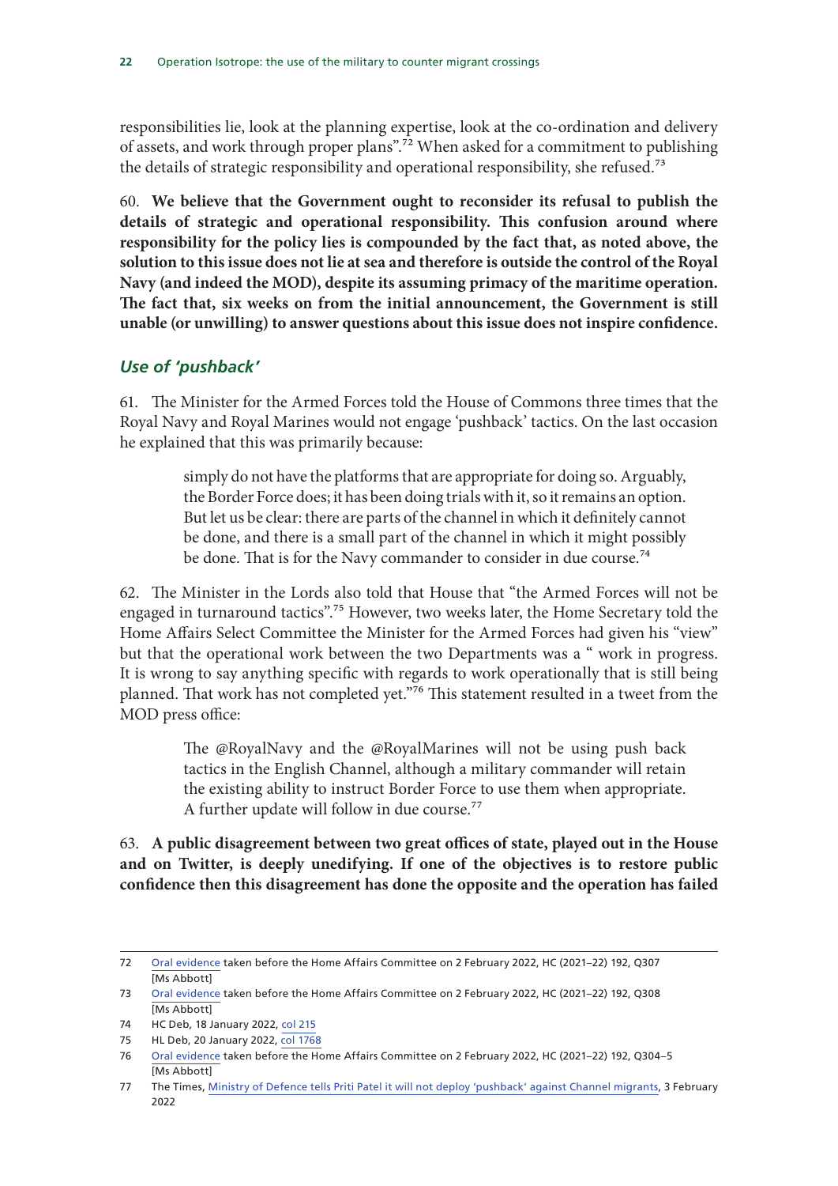responsibilities lie, look at the planning expertise, look at the co-ordination and delivery of assets, and work through proper plans".[72] When asked for a commitment to publishing the details of strategic responsibility and operational responsibility, she refused.[73]

60. **We believe that the Government ought to reconsider its refusal to publish the details of strategic and operational responsibility. This confusion around where responsibility for the policy lies is compounded by the fact that, as noted above, the solution to this issue does not lie at sea and therefore is outside the control of the Royal Navy (and indeed the MOD), despite its assuming primacy of the maritime operation. The fact that, six weeks on from the initial announcement, the Government is still unable (or unwilling) to answer questions about this issue does not inspire confidence.**

### *Use of 'pushback'*

61. The Minister for the Armed Forces told the House of Commons three times that the Royal Navy and Royal Marines would not engage 'pushback' tactics. On the last occasion he explained that this was primarily because:

> simply do not have the platforms that are appropriate for doing so. Arguably, the Border Force does; it has been doing trials with it, so it remains an option. But let us be clear: there are parts of the channel in which it definitely cannot be done, and there is a small part of the channel in which it might possibly be done. That is for the Navy commander to consider in due course.[74]

62. The Minister in the Lords also told that House that "the Armed Forces will not be engaged in turnaround tactics".[75] However, two weeks later, the Home Secretary told the Home Affairs Select Committee the Minister for the Armed Forces had given his "view" but that the operational work between the two Departments was a " work in progress. It is wrong to say anything specific with regards to work operationally that is still being planned. That work has not completed yet."[76] This statement resulted in a tweet from the MOD press office:

> The @RoyalNavy and the @RoyalMarines will not be using push back tactics in the English Channel, although a military commander will retain the existing ability to instruct Border Force to use them when appropriate. A further update will follow in due course.[77]

63. **A public disagreement between two great offices of state, played out in the House and on Twitter, is deeply unedifying. If one of the objectives is to restore public confidence then this disagreement has done the opposite and the operation has failed**

---

72 Oral evidence taken before the Home Affairs Committee on 2 February 2022, HC (2021–22) 192, Q307 [Ms Abbott]

73 Oral evidence taken before the Home Affairs Committee on 2 February 2022, HC (2021–22) 192, Q308 [Ms Abbott]

74 HC Deb, 18 January 2022, col 215

75 HL Deb, 20 January 2022, col 1768

76 Oral evidence taken before the Home Affairs Committee on 2 February 2022, HC (2021–22) 192, Q304–5 [Ms Abbott]

77 The Times, Ministry of Defence tells Priti Patel it will not deploy 'pushback' against Channel migrants, 3 February 2022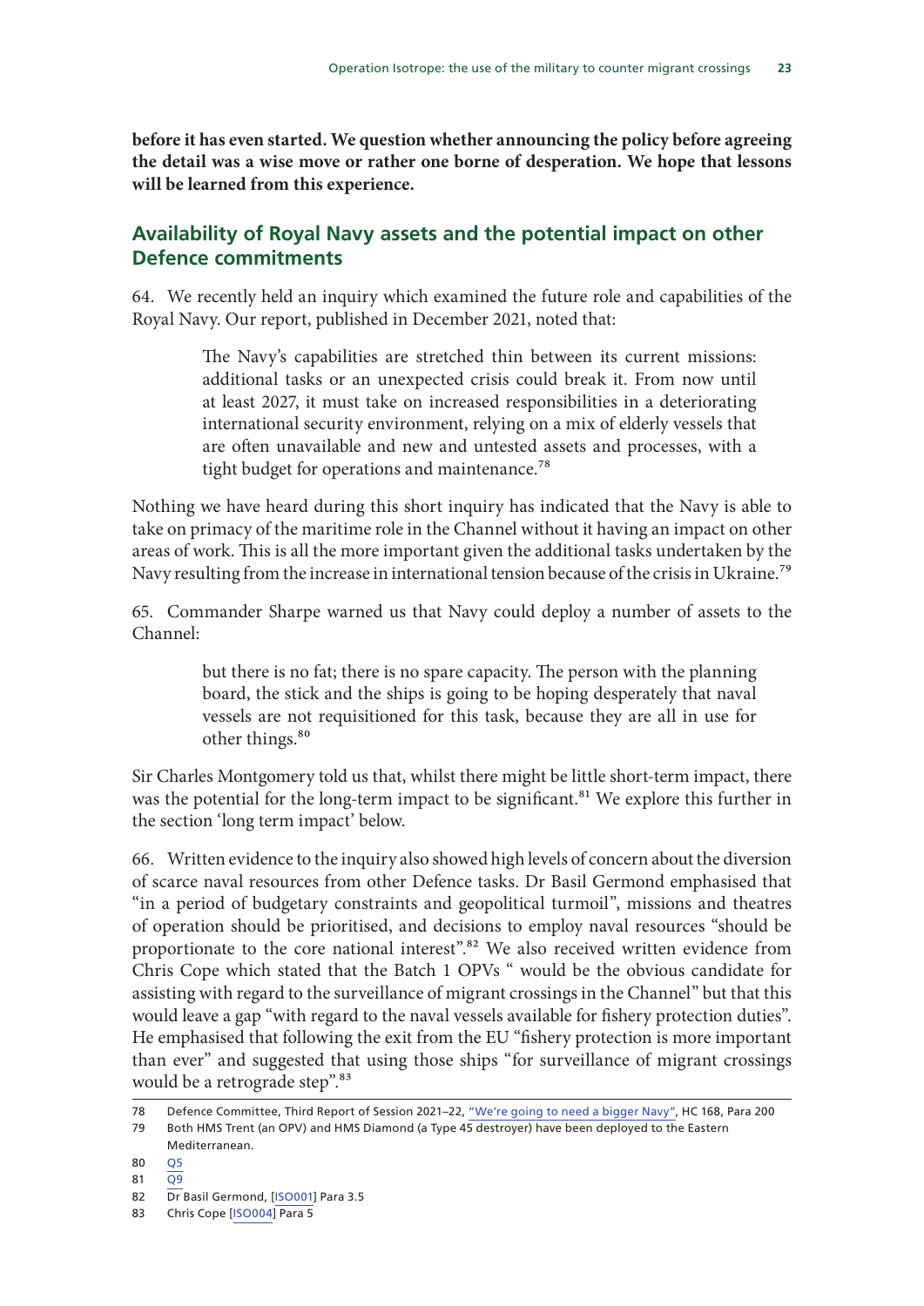**before it has even started. We question whether announcing the policy before agreeing the detail was a wise move or rather one borne of desperation. We hope that lessons will be learned from this experience.**

## Availability of Royal Navy assets and the potential impact on other Defence commitments

64. We recently held an inquiry which examined the future role and capabilities of the Royal Navy. Our report, published in December 2021, noted that:

> The Navy's capabilities are stretched thin between its current missions: additional tasks or an unexpected crisis could break it. From now until at least 2027, it must take on increased responsibilities in a deteriorating international security environment, relying on a mix of elderly vessels that are often unavailable and new and untested assets and processes, with a tight budget for operations and maintenance.[78]

Nothing we have heard during this short inquiry has indicated that the Navy is able to take on primacy of the maritime role in the Channel without it having an impact on other areas of work. This is all the more important given the additional tasks undertaken by the Navy resulting from the increase in international tension because of the crisis in Ukraine.[79]

65. Commander Sharpe warned us that Navy could deploy a number of assets to the Channel:

> but there is no fat; there is no spare capacity. The person with the planning board, the stick and the ships is going to be hoping desperately that naval vessels are not requisitioned for this task, because they are all in use for other things.[80]

Sir Charles Montgomery told us that, whilst there might be little short-term impact, there was the potential for the long-term impact to be significant.[81] We explore this further in the section 'long term impact' below.

66. Written evidence to the inquiry also showed high levels of concern about the diversion of scarce naval resources from other Defence tasks. Dr Basil Germond emphasised that "in a period of budgetary constraints and geopolitical turmoil", missions and theatres of operation should be prioritised, and decisions to employ naval resources "should be proportionate to the core national interest".[82] We also received written evidence from Chris Cope which stated that the Batch 1 OPVs " would be the obvious candidate for assisting with regard to the surveillance of migrant crossings in the Channel" but that this would leave a gap "with regard to the naval vessels available for fishery protection duties". He emphasised that following the exit from the EU "fishery protection is more important than ever" and suggested that using those ships "for surveillance of migrant crossings would be a retrograde step".[83]

---

78 Defence Committee, Third Report of Session 2021–22, "We're going to need a bigger Navy", HC 168, Para 200

79 Both HMS Trent (an OPV) and HMS Diamond (a Type 45 destroyer) have been deployed to the Eastern Mediterranean.

80 Q5

81 Q9

82 Dr Basil Germond, [ISO001] Para 3.5

83 Chris Cope [ISO004] Para 5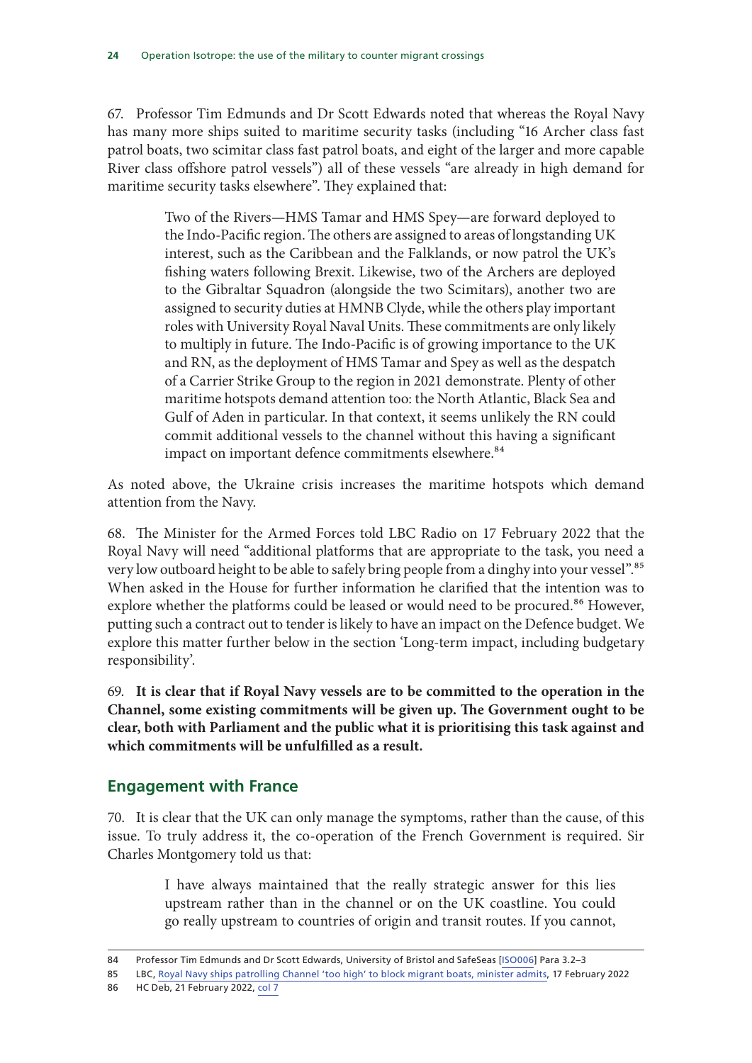67. Professor Tim Edmunds and Dr Scott Edwards noted that whereas the Royal Navy has many more ships suited to maritime security tasks (including "16 Archer class fast patrol boats, two scimitar class fast patrol boats, and eight of the larger and more capable River class offshore patrol vessels") all of these vessels "are already in high demand for maritime security tasks elsewhere". They explained that:

> Two of the Rivers—HMS Tamar and HMS Spey—are forward deployed to the Indo-Pacific region. The others are assigned to areas of longstanding UK interest, such as the Caribbean and the Falklands, or now patrol the UK's fishing waters following Brexit. Likewise, two of the Archers are deployed to the Gibraltar Squadron (alongside the two Scimitars), another two are assigned to security duties at HMNB Clyde, while the others play important roles with University Royal Naval Units. These commitments are only likely to multiply in future. The Indo-Pacific is of growing importance to the UK and RN, as the deployment of HMS Tamar and Spey as well as the despatch of a Carrier Strike Group to the region in 2021 demonstrate. Plenty of other maritime hotspots demand attention too: the North Atlantic, Black Sea and Gulf of Aden in particular. In that context, it seems unlikely the RN could commit additional vessels to the channel without this having a significant impact on important defence commitments elsewhere.[84]

As noted above, the Ukraine crisis increases the maritime hotspots which demand attention from the Navy.

68. The Minister for the Armed Forces told LBC Radio on 17 February 2022 that the Royal Navy will need "additional platforms that are appropriate to the task, you need a very low outboard height to be able to safely bring people from a dinghy into your vessel".[85] When asked in the House for further information he clarified that the intention was to explore whether the platforms could be leased or would need to be procured.[86] However, putting such a contract out to tender is likely to have an impact on the Defence budget. We explore this matter further below in the section 'Long-term impact, including budgetary responsibility'.

69. **It is clear that if Royal Navy vessels are to be committed to the operation in the Channel, some existing commitments will be given up. The Government ought to be clear, both with Parliament and the public what it is prioritising this task against and which commitments will be unfulfilled as a result.**

## Engagement with France

70. It is clear that the UK can only manage the symptoms, rather than the cause, of this issue. To truly address it, the co-operation of the French Government is required. Sir Charles Montgomery told us that:

> I have always maintained that the really strategic answer for this lies upstream rather than in the channel or on the UK coastline. You could go really upstream to countries of origin and transit routes. If you cannot,

---

84 Professor Tim Edmunds and Dr Scott Edwards, University of Bristol and SafeSeas [ISO006] Para 3.2–3

85 LBC, Royal Navy ships patrolling Channel 'too high' to block migrant boats, minister admits, 17 February 2022

86 HC Deb, 21 February 2022, col 7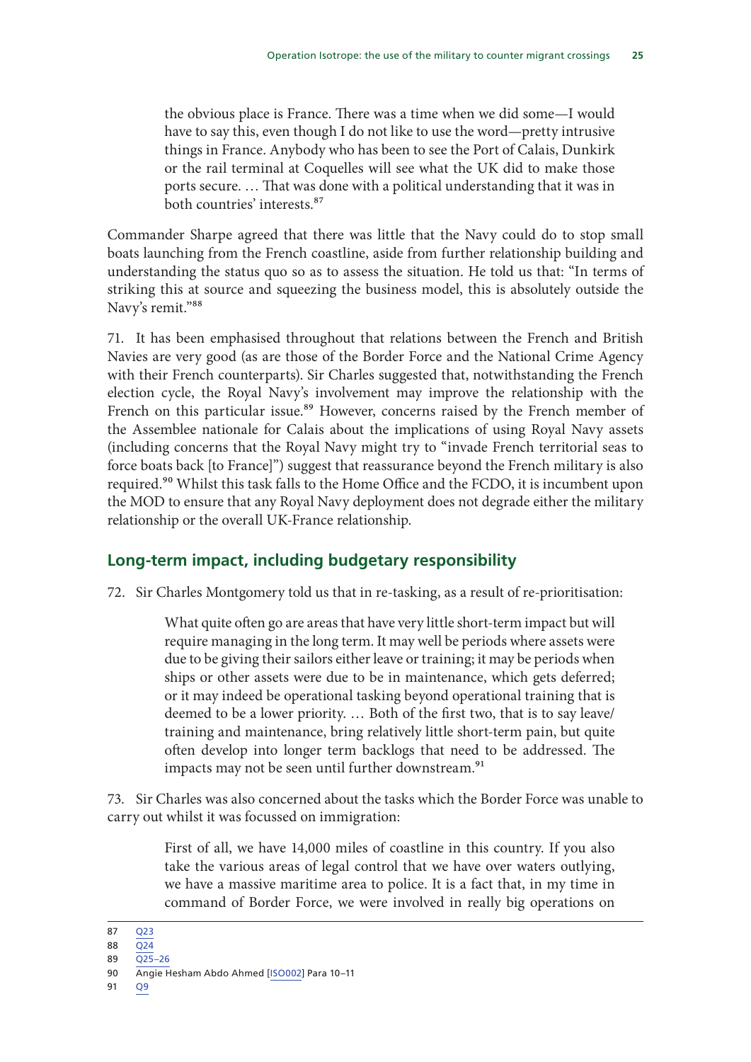the obvious place is France. There was a time when we did some—I would have to say this, even though I do not like to use the word—pretty intrusive things in France. Anybody who has been to see the Port of Calais, Dunkirk or the rail terminal at Coquelles will see what the UK did to make those ports secure. … That was done with a political understanding that it was in both countries' interests.[87]

Commander Sharpe agreed that there was little that the Navy could do to stop small boats launching from the French coastline, aside from further relationship building and understanding the status quo so as to assess the situation. He told us that: "In terms of striking this at source and squeezing the business model, this is absolutely outside the Navy's remit."[88]

71. It has been emphasised throughout that relations between the French and British Navies are very good (as are those of the Border Force and the National Crime Agency with their French counterparts). Sir Charles suggested that, notwithstanding the French election cycle, the Royal Navy's involvement may improve the relationship with the French on this particular issue.[89] However, concerns raised by the French member of the Assemblee nationale for Calais about the implications of using Royal Navy assets (including concerns that the Royal Navy might try to "invade French territorial seas to force boats back [to France]") suggest that reassurance beyond the French military is also required.[90] Whilst this task falls to the Home Office and the FCDO, it is incumbent upon the MOD to ensure that any Royal Navy deployment does not degrade either the military relationship or the overall UK-France relationship.

## Long-term impact, including budgetary responsibility

72. Sir Charles Montgomery told us that in re-tasking, as a result of re-prioritisation:

> What quite often go are areas that have very little short-term impact but will require managing in the long term. It may well be periods where assets were due to be giving their sailors either leave or training; it may be periods when ships or other assets were due to be in maintenance, which gets deferred; or it may indeed be operational tasking beyond operational training that is deemed to be a lower priority. … Both of the first two, that is to say leave/training and maintenance, bring relatively little short-term pain, but quite often develop into longer term backlogs that need to be addressed. The impacts may not be seen until further downstream.[91]

73. Sir Charles was also concerned about the tasks which the Border Force was unable to carry out whilst it was focussed on immigration:

> First of all, we have 14,000 miles of coastline in this country. If you also take the various areas of legal control that we have over waters outlying, we have a massive maritime area to police. It is a fact that, in my time in command of Border Force, we were involved in really big operations on

---

87 Q23

88 Q24

89 Q25–26

90 Angie Hesham Abdo Ahmed [ISO002] Para 10–11

91 Q9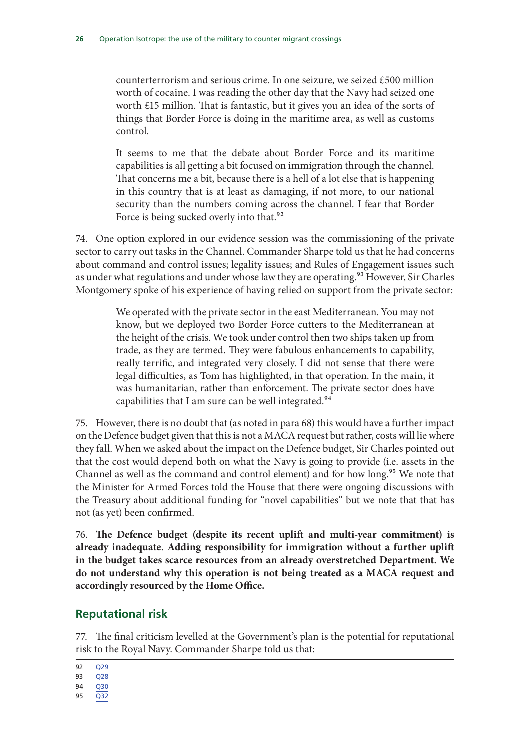> counterterrorism and serious crime. In one seizure, we seized £500 million worth of cocaine. I was reading the other day that the Navy had seized one worth £15 million. That is fantastic, but it gives you an idea of the sorts of things that Border Force is doing in the maritime area, as well as customs control.
>
> It seems to me that the debate about Border Force and its maritime capabilities is all getting a bit focused on immigration through the channel. That concerns me a bit, because there is a hell of a lot else that is happening in this country that is at least as damaging, if not more, to our national security than the numbers coming across the channel. I fear that Border Force is being sucked overly into that.[92]

74. One option explored in our evidence session was the commissioning of the private sector to carry out tasks in the Channel. Commander Sharpe told us that he had concerns about command and control issues; legality issues; and Rules of Engagement issues such as under what regulations and under whose law they are operating.[93] However, Sir Charles Montgomery spoke of his experience of having relied on support from the private sector:

> We operated with the private sector in the east Mediterranean. You may not know, but we deployed two Border Force cutters to the Mediterranean at the height of the crisis. We took under control then two ships taken up from trade, as they are termed. They were fabulous enhancements to capability, really terrific, and integrated very closely. I did not sense that there were legal difficulties, as Tom has highlighted, in that operation. In the main, it was humanitarian, rather than enforcement. The private sector does have capabilities that I am sure can be well integrated.[94]

75. However, there is no doubt that (as noted in para 68) this would have a further impact on the Defence budget given that this is not a MACA request but rather, costs will lie where they fall. When we asked about the impact on the Defence budget, Sir Charles pointed out that the cost would depend both on what the Navy is going to provide (i.e. assets in the Channel as well as the command and control element) and for how long.[95] We note that the Minister for Armed Forces told the House that there were ongoing discussions with the Treasury about additional funding for "novel capabilities" but we note that that has not (as yet) been confirmed.

76. **The Defence budget (despite its recent uplift and multi-year commitment) is already inadequate. Adding responsibility for immigration without a further uplift in the budget takes scarce resources from an already overstretched Department. We do not understand why this operation is not being treated as a MACA request and accordingly resourced by the Home Office.**

## Reputational risk

77. The final criticism levelled at the Government's plan is the potential for reputational risk to the Royal Navy. Commander Sharpe told us that:

92 Q29
93 Q28
94 Q30
95 Q32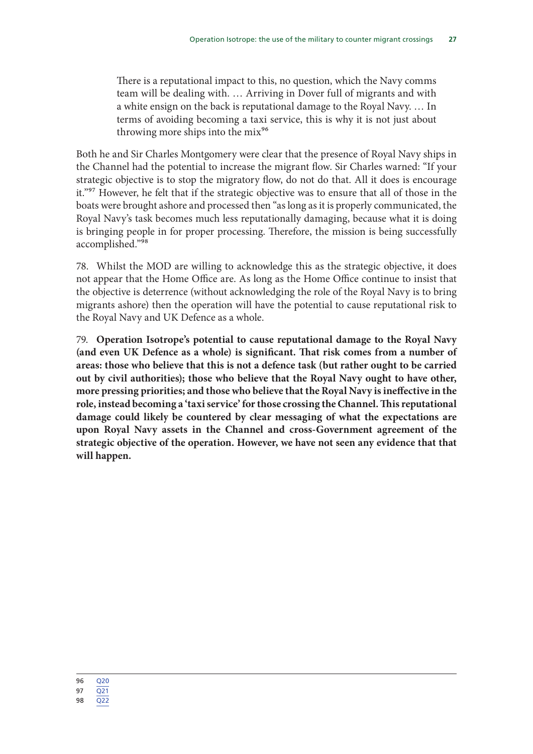> There is a reputational impact to this, no question, which the Navy comms team will be dealing with. … Arriving in Dover full of migrants and with a white ensign on the back is reputational damage to the Royal Navy. … In terms of avoiding becoming a taxi service, this is why it is not just about throwing more ships into the mix[96]

Both he and Sir Charles Montgomery were clear that the presence of Royal Navy ships in the Channel had the potential to increase the migrant flow. Sir Charles warned: "If your strategic objective is to stop the migratory flow, do not do that. All it does is encourage it."[97] However, he felt that if the strategic objective was to ensure that all of those in the boats were brought ashore and processed then "as long as it is properly communicated, the Royal Navy's task becomes much less reputationally damaging, because what it is doing is bringing people in for proper processing. Therefore, the mission is being successfully accomplished."[98]

78. Whilst the MOD are willing to acknowledge this as the strategic objective, it does not appear that the Home Office are. As long as the Home Office continue to insist that the objective is deterrence (without acknowledging the role of the Royal Navy is to bring migrants ashore) then the operation will have the potential to cause reputational risk to the Royal Navy and UK Defence as a whole.

79. **Operation Isotrope's potential to cause reputational damage to the Royal Navy (and even UK Defence as a whole) is significant. That risk comes from a number of areas: those who believe that this is not a defence task (but rather ought to be carried out by civil authorities); those who believe that the Royal Navy ought to have other, more pressing priorities; and those who believe that the Royal Navy is ineffective in the role, instead becoming a 'taxi service' for those crossing the Channel. This reputational damage could likely be countered by clear messaging of what the expectations are upon Royal Navy assets in the Channel and cross-Government agreement of the strategic objective of the operation. However, we have not seen any evidence that that will happen.**

96 Q20
97 Q21
98 Q22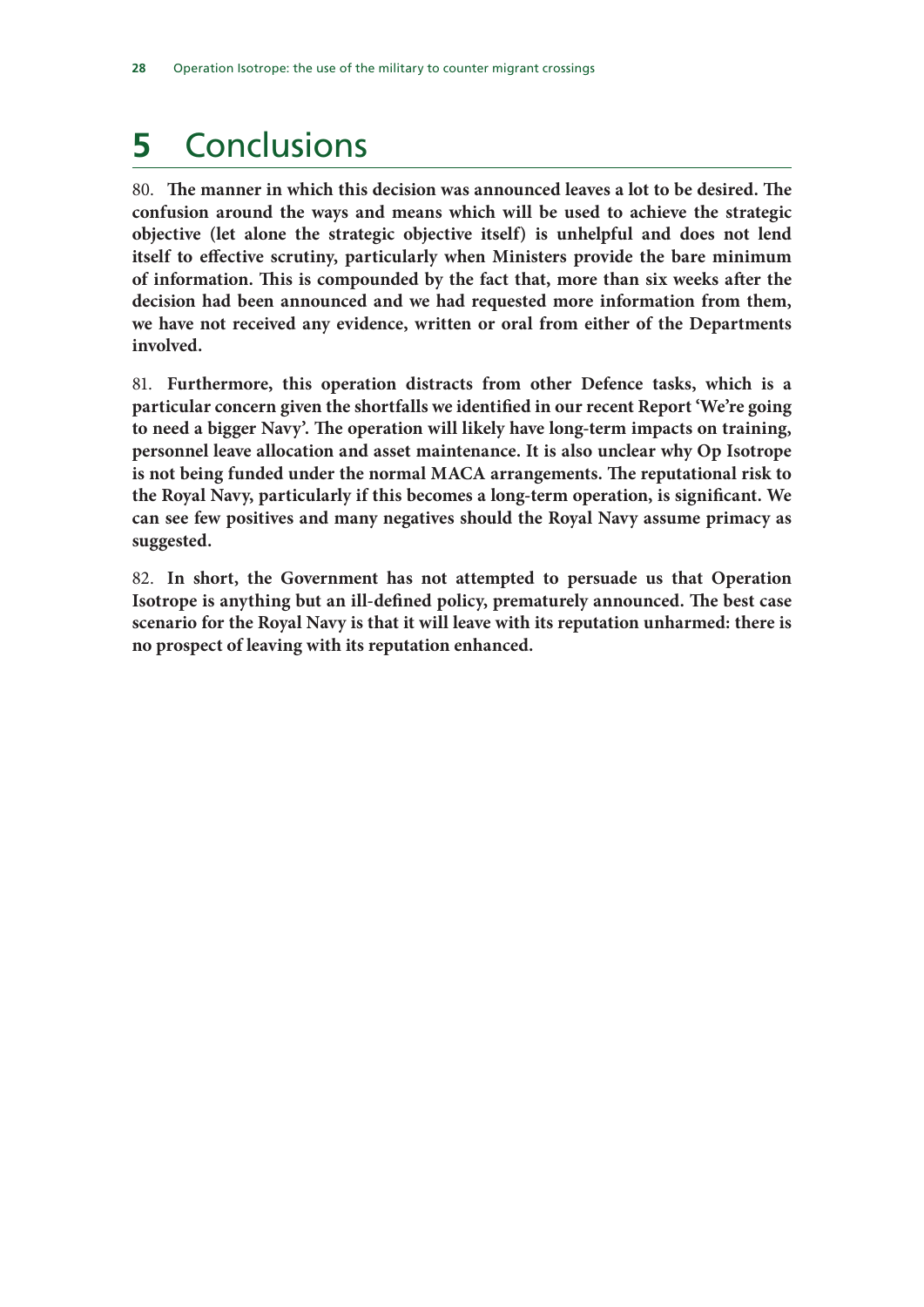# 5 Conclusions

80. **The manner in which this decision was announced leaves a lot to be desired. The confusion around the ways and means which will be used to achieve the strategic objective (let alone the strategic objective itself) is unhelpful and does not lend itself to effective scrutiny, particularly when Ministers provide the bare minimum of information. This is compounded by the fact that, more than six weeks after the decision had been announced and we had requested more information from them, we have not received any evidence, written or oral from either of the Departments involved.**

81. **Furthermore, this operation distracts from other Defence tasks, which is a particular concern given the shortfalls we identified in our recent Report 'We're going to need a bigger Navy'. The operation will likely have long-term impacts on training, personnel leave allocation and asset maintenance. It is also unclear why Op Isotrope is not being funded under the normal MACA arrangements. The reputational risk to the Royal Navy, particularly if this becomes a long-term operation, is significant. We can see few positives and many negatives should the Royal Navy assume primacy as suggested.**

82. **In short, the Government has not attempted to persuade us that Operation Isotrope is anything but an ill-defined policy, prematurely announced. The best case scenario for the Royal Navy is that it will leave with its reputation unharmed: there is no prospect of leaving with its reputation enhanced.**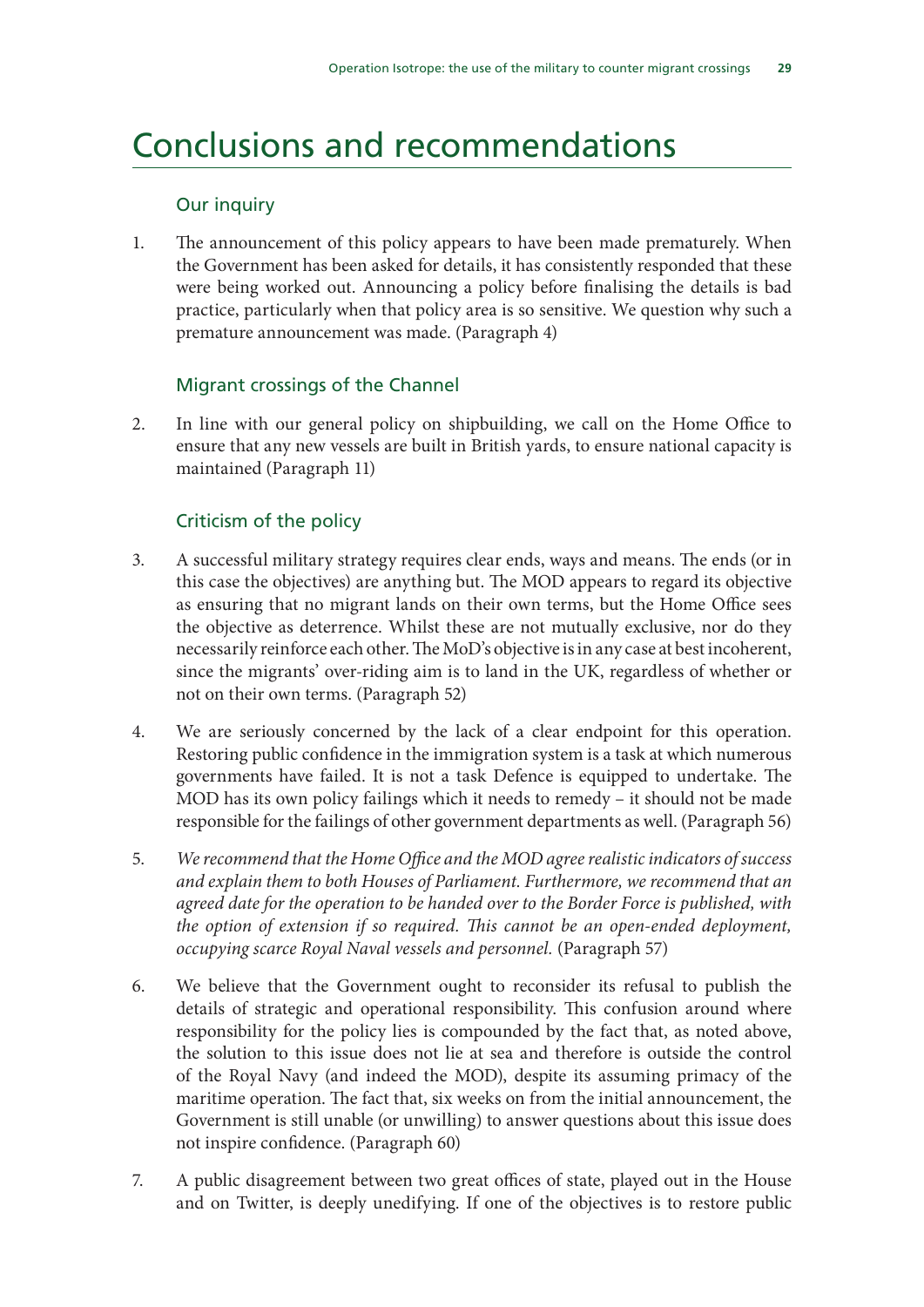# Conclusions and recommendations

## Our inquiry

1. The announcement of this policy appears to have been made prematurely. When the Government has been asked for details, it has consistently responded that these were being worked out. Announcing a policy before finalising the details is bad practice, particularly when that policy area is so sensitive. We question why such a premature announcement was made. (Paragraph 4)

## Migrant crossings of the Channel

2. In line with our general policy on shipbuilding, we call on the Home Office to ensure that any new vessels are built in British yards, to ensure national capacity is maintained (Paragraph 11)

## Criticism of the policy

3. A successful military strategy requires clear ends, ways and means. The ends (or in this case the objectives) are anything but. The MOD appears to regard its objective as ensuring that no migrant lands on their own terms, but the Home Office sees the objective as deterrence. Whilst these are not mutually exclusive, nor do they necessarily reinforce each other. The MoD's objective is in any case at best incoherent, since the migrants' over-riding aim is to land in the UK, regardless of whether or not on their own terms. (Paragraph 52)

4. We are seriously concerned by the lack of a clear endpoint for this operation. Restoring public confidence in the immigration system is a task at which numerous governments have failed. It is not a task Defence is equipped to undertake. The MOD has its own policy failings which it needs to remedy – it should not be made responsible for the failings of other government departments as well. (Paragraph 56)

5. *We recommend that the Home Office and the MOD agree realistic indicators of success and explain them to both Houses of Parliament. Furthermore, we recommend that an agreed date for the operation to be handed over to the Border Force is published, with the option of extension if so required. This cannot be an open-ended deployment, occupying scarce Royal Naval vessels and personnel.* (Paragraph 57)

6. We believe that the Government ought to reconsider its refusal to publish the details of strategic and operational responsibility. This confusion around where responsibility for the policy lies is compounded by the fact that, as noted above, the solution to this issue does not lie at sea and therefore is outside the control of the Royal Navy (and indeed the MOD), despite its assuming primacy of the maritime operation. The fact that, six weeks on from the initial announcement, the Government is still unable (or unwilling) to answer questions about this issue does not inspire confidence. (Paragraph 60)

7. A public disagreement between two great offices of state, played out in the House and on Twitter, is deeply unedifying. If one of the objectives is to restore public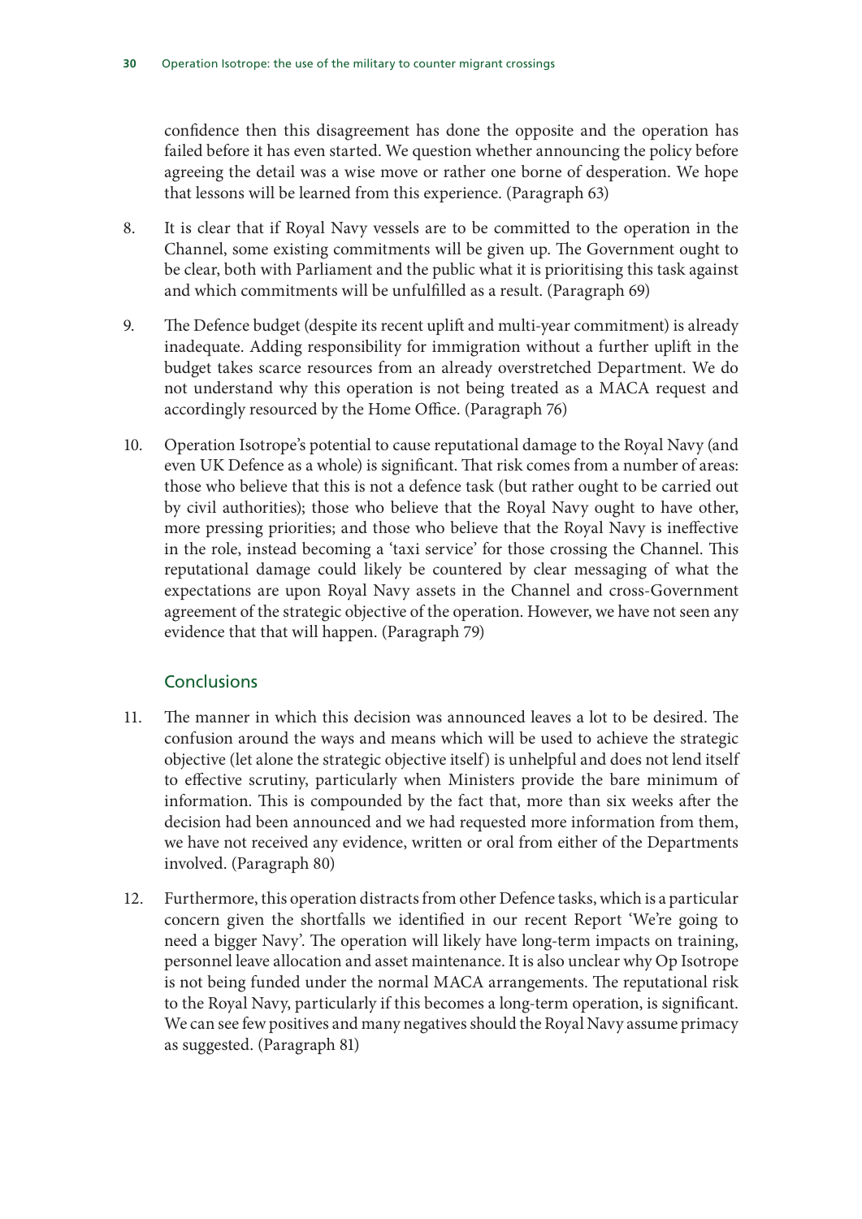confidence then this disagreement has done the opposite and the operation has failed before it has even started. We question whether announcing the policy before agreeing the detail was a wise move or rather one borne of desperation. We hope that lessons will be learned from this experience. (Paragraph 63)

8. It is clear that if Royal Navy vessels are to be committed to the operation in the Channel, some existing commitments will be given up. The Government ought to be clear, both with Parliament and the public what it is prioritising this task against and which commitments will be unfulfilled as a result. (Paragraph 69)

9. The Defence budget (despite its recent uplift and multi-year commitment) is already inadequate. Adding responsibility for immigration without a further uplift in the budget takes scarce resources from an already overstretched Department. We do not understand why this operation is not being treated as a MACA request and accordingly resourced by the Home Office. (Paragraph 76)

10. Operation Isotrope's potential to cause reputational damage to the Royal Navy (and even UK Defence as a whole) is significant. That risk comes from a number of areas: those who believe that this is not a defence task (but rather ought to be carried out by civil authorities); those who believe that the Royal Navy ought to have other, more pressing priorities; and those who believe that the Royal Navy is ineffective in the role, instead becoming a 'taxi service' for those crossing the Channel. This reputational damage could likely be countered by clear messaging of what the expectations are upon Royal Navy assets in the Channel and cross-Government agreement of the strategic objective of the operation. However, we have not seen any evidence that that will happen. (Paragraph 79)

## Conclusions

11. The manner in which this decision was announced leaves a lot to be desired. The confusion around the ways and means which will be used to achieve the strategic objective (let alone the strategic objective itself) is unhelpful and does not lend itself to effective scrutiny, particularly when Ministers provide the bare minimum of information. This is compounded by the fact that, more than six weeks after the decision had been announced and we had requested more information from them, we have not received any evidence, written or oral from either of the Departments involved. (Paragraph 80)

12. Furthermore, this operation distracts from other Defence tasks, which is a particular concern given the shortfalls we identified in our recent Report 'We're going to need a bigger Navy'. The operation will likely have long-term impacts on training, personnel leave allocation and asset maintenance. It is also unclear why Op Isotrope is not being funded under the normal MACA arrangements. The reputational risk to the Royal Navy, particularly if this becomes a long-term operation, is significant. We can see few positives and many negatives should the Royal Navy assume primacy as suggested. (Paragraph 81)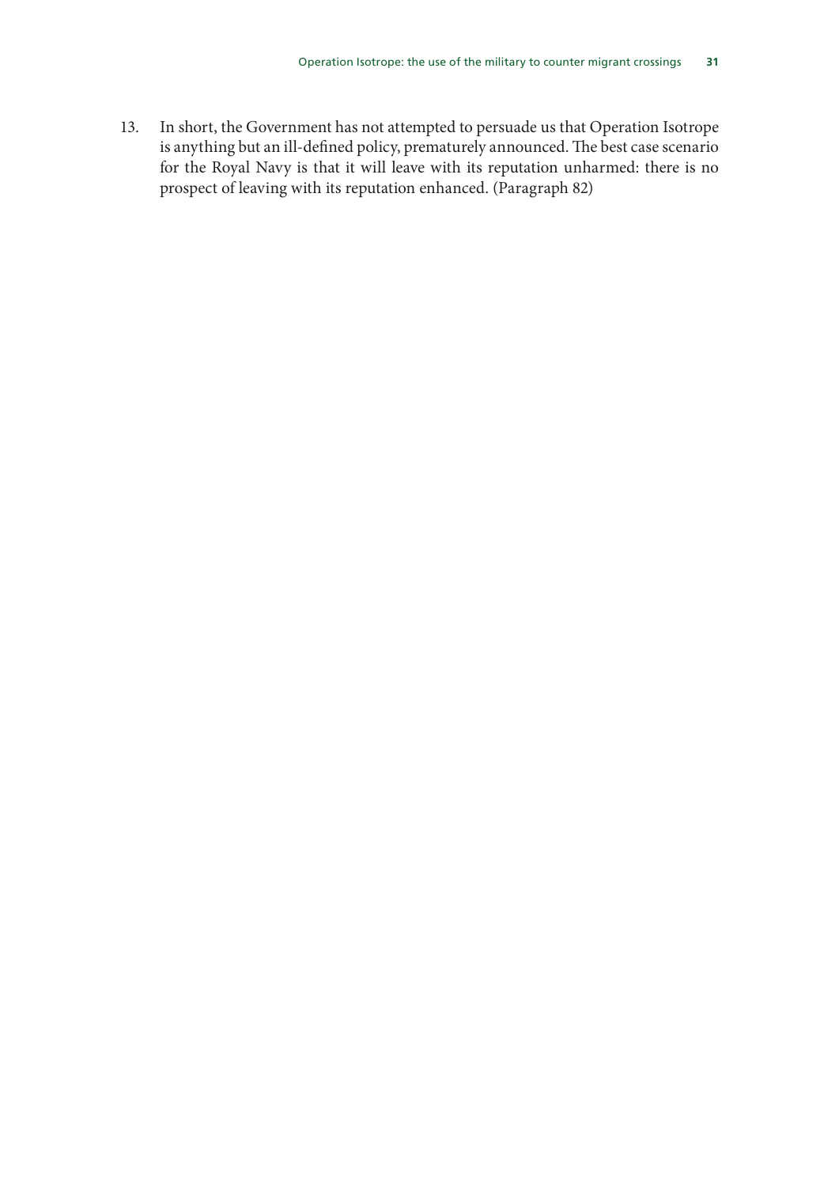13. In short, the Government has not attempted to persuade us that Operation Isotrope is anything but an ill-defined policy, prematurely announced. The best case scenario for the Royal Navy is that it will leave with its reputation unharmed: there is no prospect of leaving with its reputation enhanced. (Paragraph 82)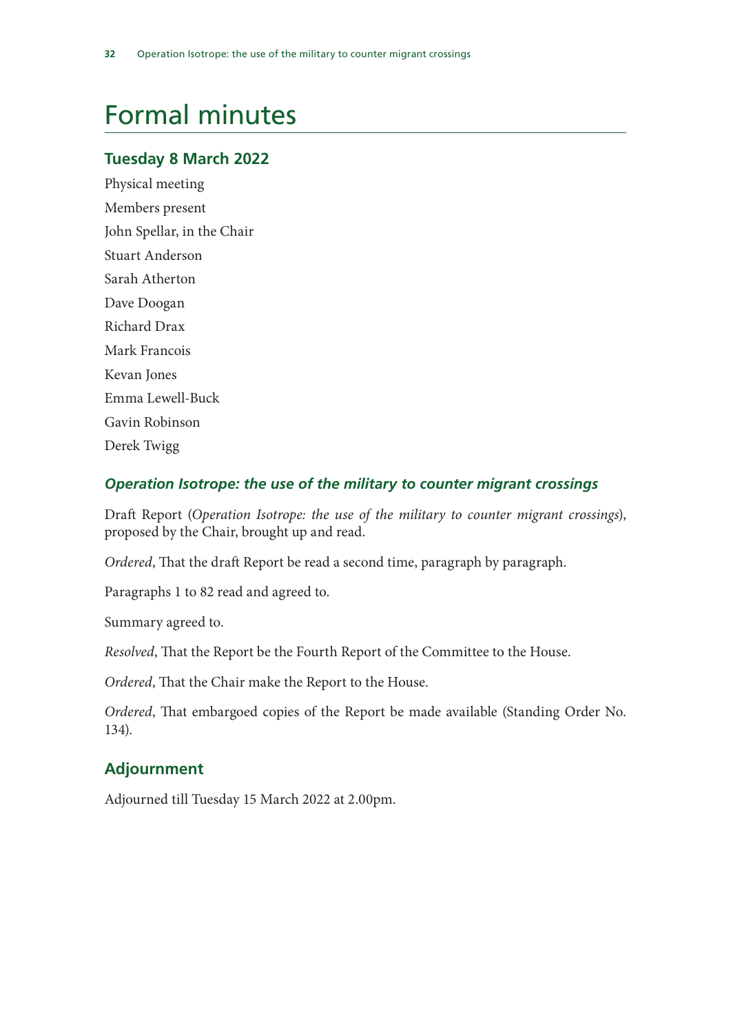# Formal minutes

## Tuesday 8 March 2022

Physical meeting

Members present

John Spellar, in the Chair

Stuart Anderson

Sarah Atherton

Dave Doogan

Richard Drax

Mark Francois

Kevan Jones

Emma Lewell-Buck

Gavin Robinson

Derek Twigg

### *Operation Isotrope: the use of the military to counter migrant crossings*

Draft Report (*Operation Isotrope: the use of the military to counter migrant crossings*), proposed by the Chair, brought up and read.

*Ordered*, That the draft Report be read a second time, paragraph by paragraph.

Paragraphs 1 to 82 read and agreed to.

Summary agreed to.

*Resolved*, That the Report be the Fourth Report of the Committee to the House.

*Ordered*, That the Chair make the Report to the House.

*Ordered*, That embargoed copies of the Report be made available (Standing Order No. 134).

## Adjournment

Adjourned till Tuesday 15 March 2022 at 2.00pm.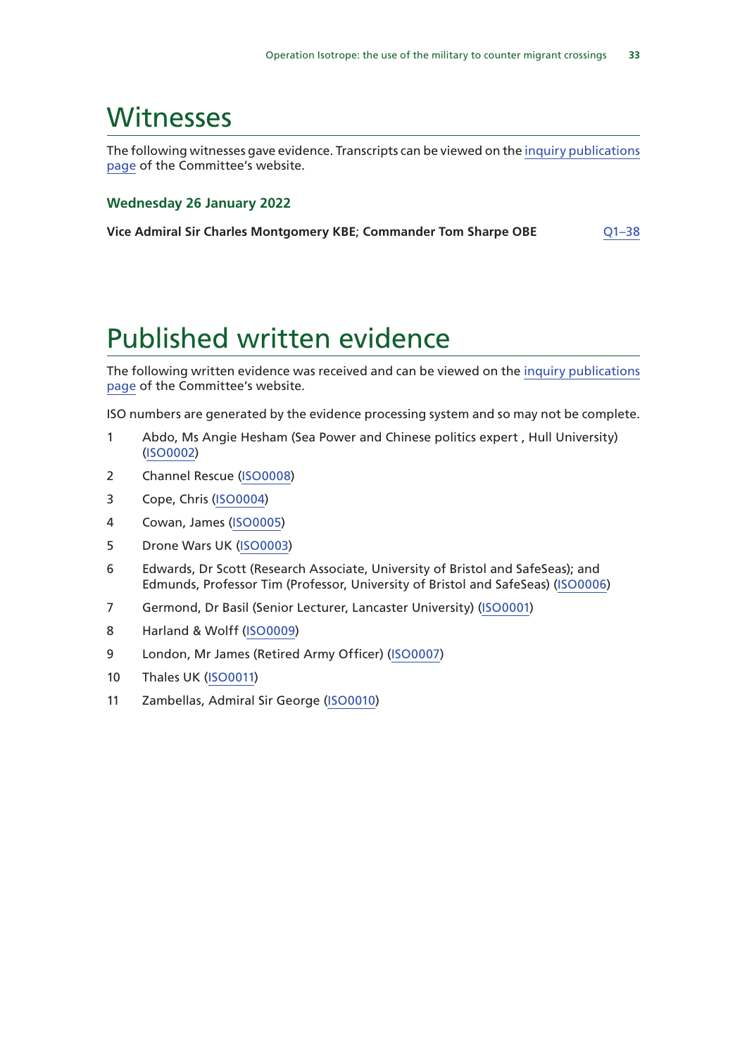# Witnesses

The following witnesses gave evidence. Transcripts can be viewed on the inquiry publications page of the Committee's website.

### Wednesday 26 January 2022

**Vice Admiral Sir Charles Montgomery KBE; Commander Tom Sharpe OBE** Q1–38

# Published written evidence

The following written evidence was received and can be viewed on the inquiry publications page of the Committee's website.

ISO numbers are generated by the evidence processing system and so may not be complete.

1. Abdo, Ms Angie Hesham (Sea Power and Chinese politics expert , Hull University) (ISO0002)
2. Channel Rescue (ISO0008)
3. Cope, Chris (ISO0004)
4. Cowan, James (ISO0005)
5. Drone Wars UK (ISO0003)
6. Edwards, Dr Scott (Research Associate, University of Bristol and SafeSeas); and Edmunds, Professor Tim (Professor, University of Bristol and SafeSeas) (ISO0006)
7. Germond, Dr Basil (Senior Lecturer, Lancaster University) (ISO0001)
8. Harland & Wolff (ISO0009)
9. London, Mr James (Retired Army Officer) (ISO0007)
10. Thales UK (ISO0011)
11. Zambellas, Admiral Sir George (ISO0010)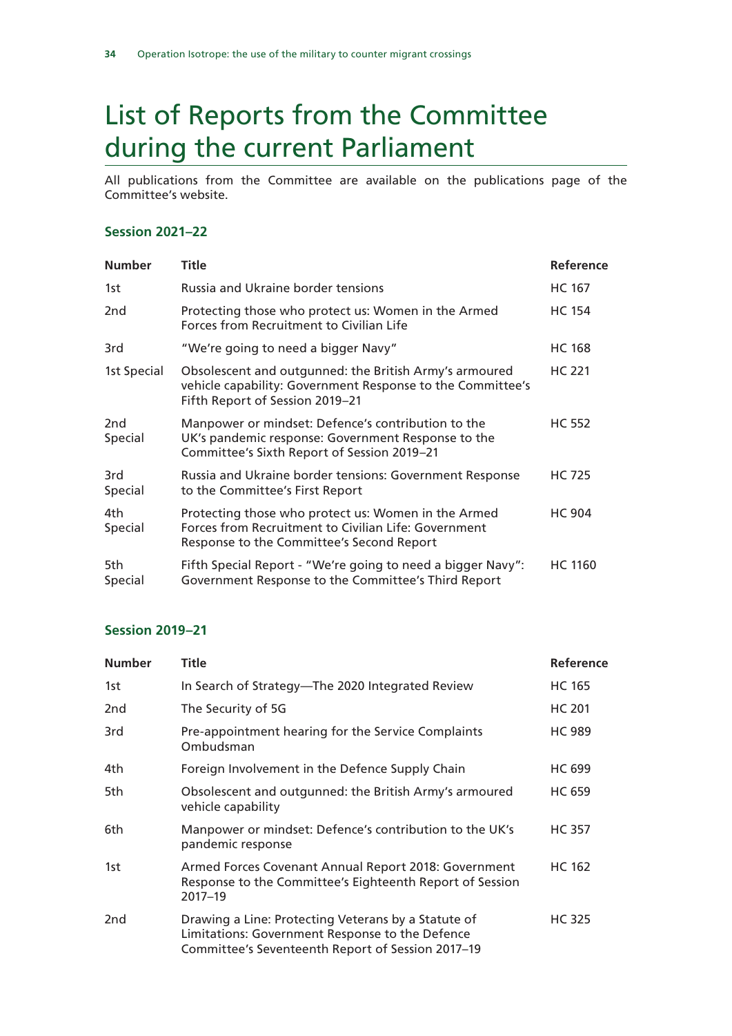# List of Reports from the Committee during the current Parliament

All publications from the Committee are available on the publications page of the Committee's website.

### Session 2021–22

| Number | Title | Reference |
|---|---|---|
| 1st | Russia and Ukraine border tensions | HC 167 |
| 2nd | Protecting those who protect us: Women in the Armed Forces from Recruitment to Civilian Life | HC 154 |
| 3rd | "We're going to need a bigger Navy" | HC 168 |
| 1st Special | Obsolescent and outgunned: the British Army's armoured vehicle capability: Government Response to the Committee's Fifth Report of Session 2019–21 | HC 221 |
| 2nd Special | Manpower or mindset: Defence's contribution to the UK's pandemic response: Government Response to the Committee's Sixth Report of Session 2019–21 | HC 552 |
| 3rd Special | Russia and Ukraine border tensions: Government Response to the Committee's First Report | HC 725 |
| 4th Special | Protecting those who protect us: Women in the Armed Forces from Recruitment to Civilian Life: Government Response to the Committee's Second Report | HC 904 |
| 5th Special | Fifth Special Report - "We're going to need a bigger Navy": Government Response to the Committee's Third Report | HC 1160 |

### Session 2019–21

| Number | Title | Reference |
|---|---|---|
| 1st | In Search of Strategy—The 2020 Integrated Review | HC 165 |
| 2nd | The Security of 5G | HC 201 |
| 3rd | Pre-appointment hearing for the Service Complaints Ombudsman | HC 989 |
| 4th | Foreign Involvement in the Defence Supply Chain | HC 699 |
| 5th | Obsolescent and outgunned: the British Army's armoured vehicle capability | HC 659 |
| 6th | Manpower or mindset: Defence's contribution to the UK's pandemic response | HC 357 |
| 1st | Armed Forces Covenant Annual Report 2018: Government Response to the Committee's Eighteenth Report of Session 2017–19 | HC 162 |
| 2nd | Drawing a Line: Protecting Veterans by a Statute of Limitations: Government Response to the Defence Committee's Seventeenth Report of Session 2017–19 | HC 325 |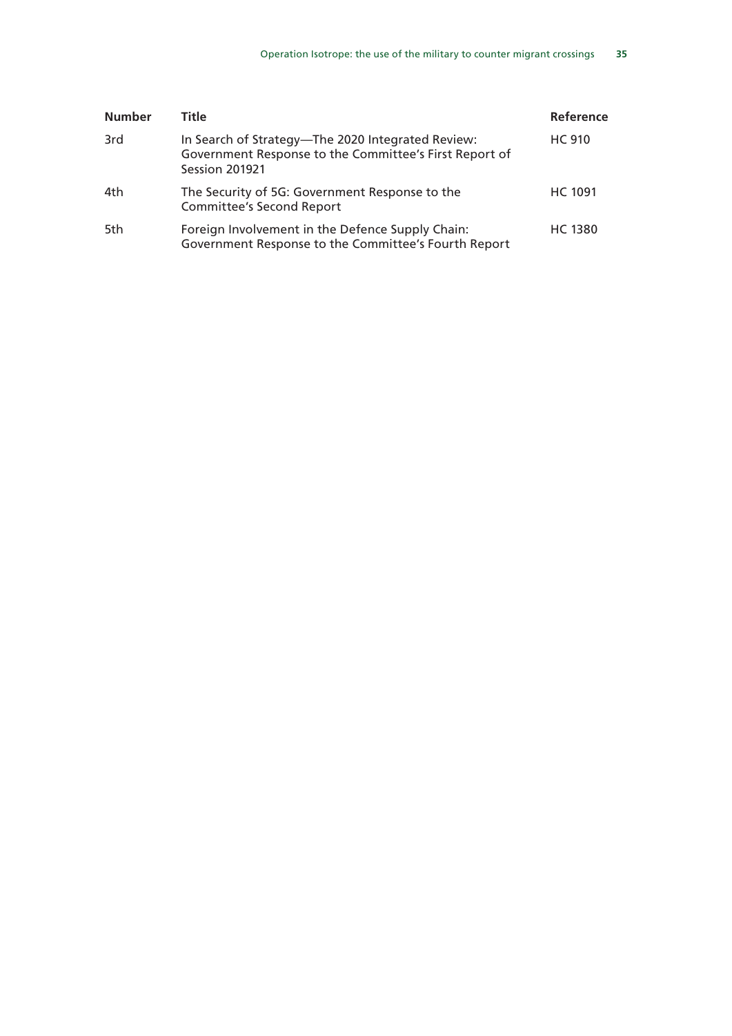| Number | Title | Reference |
|---|---|---|
| 3rd | In Search of Strategy—The 2020 Integrated Review: Government Response to the Committee's First Report of Session 201921 | HC 910 |
| 4th | The Security of 5G: Government Response to the Committee's Second Report | HC 1091 |
| 5th | Foreign Involvement in the Defence Supply Chain: Government Response to the Committee's Fourth Report | HC 1380 |